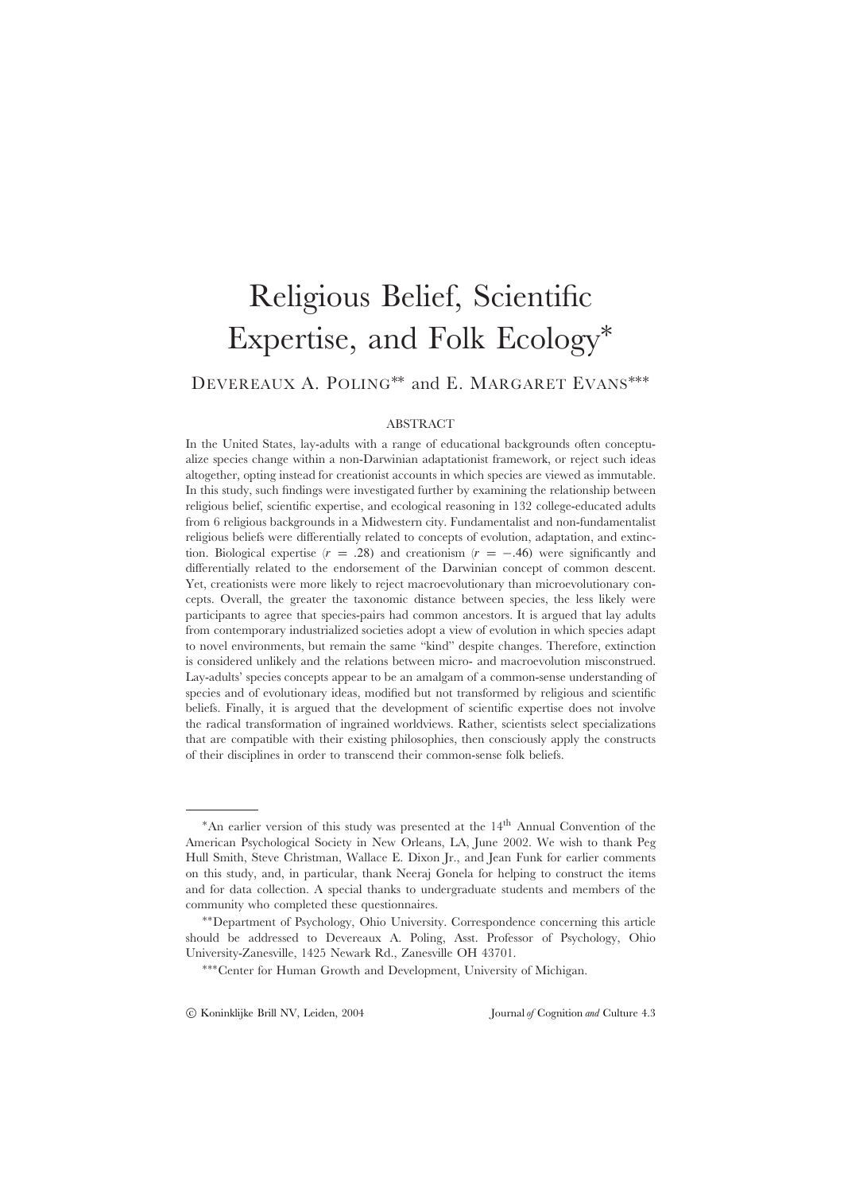# Religious Belief, Scientific Expertise, and Folk Ecology*

DEVEREAUX A. POLING** and E. MARGARET EVANS***

## ABSTRACT

In the United States, lay-adults with a range of educational backgrounds often conceptualize species change within a non-Darwinian adaptationist framework, or reject such ideas altogether, opting instead for creationist accounts in which species are viewed as immutable. In this study, such findings were investigated further by examining the relationship between religious belief, scientific expertise, and ecological reasoning in 132 college-educated adults from 6 religious backgrounds in a Midwestern city. Fundamentalist and non-fundamentalist religious beliefs were differentially related to concepts of evolution, adaptation, and extinction. Biological expertise ($r = .28$) and creationism ($r = -.46$) were significantly and differentially related to the endorsement of the Darwinian concept of common descent. Yet, creationists were more likely to reject macroevolutionary than microevolutionary concepts. Overall, the greater the taxonomic distance between species, the less likely were participants to agree that species-pairs had common ancestors. It is argued that lay adults from contemporary industrialized societies adopt a view of evolution in which species adapt to novel environments, but remain the same "kind" despite changes. Therefore, extinction is considered unlikely and the relations between micro- and macroevolution misconstrued. Lay-adults' species concepts appear to be an amalgam of a common-sense understanding of species and of evolutionary ideas, modified but not transformed by religious and scientific beliefs. Finally, it is argued that the development of scientific expertise does not involve the radical transformation of ingrained worldviews. Rather, scientists select specializations that are compatible with their existing philosophies, then consciously apply the constructs of their disciplines in order to transcend their common-sense folk beliefs.

---

*An earlier version of this study was presented at the 14th Annual Convention of the American Psychological Society in New Orleans, LA, June 2002. We wish to thank Peg Hull Smith, Steve Christman, Wallace E. Dixon Jr., and Jean Funk for earlier comments on this study, and, in particular, thank Neeraj Gonela for helping to construct the items and for data collection. A special thanks to undergraduate students and members of the community who completed these questionnaires.

**Department of Psychology, Ohio University. Correspondence concerning this article should be addressed to Devereaux A. Poling, Asst. Professor of Psychology, Ohio University-Zanesville, 1425 Newark Rd., Zanesville OH 43701.

***Center for Human Growth and Development, University of Michigan.

© Koninklijke Brill NV, Leiden, 2004 — Journal *of* Cognition *and* Culture 4.3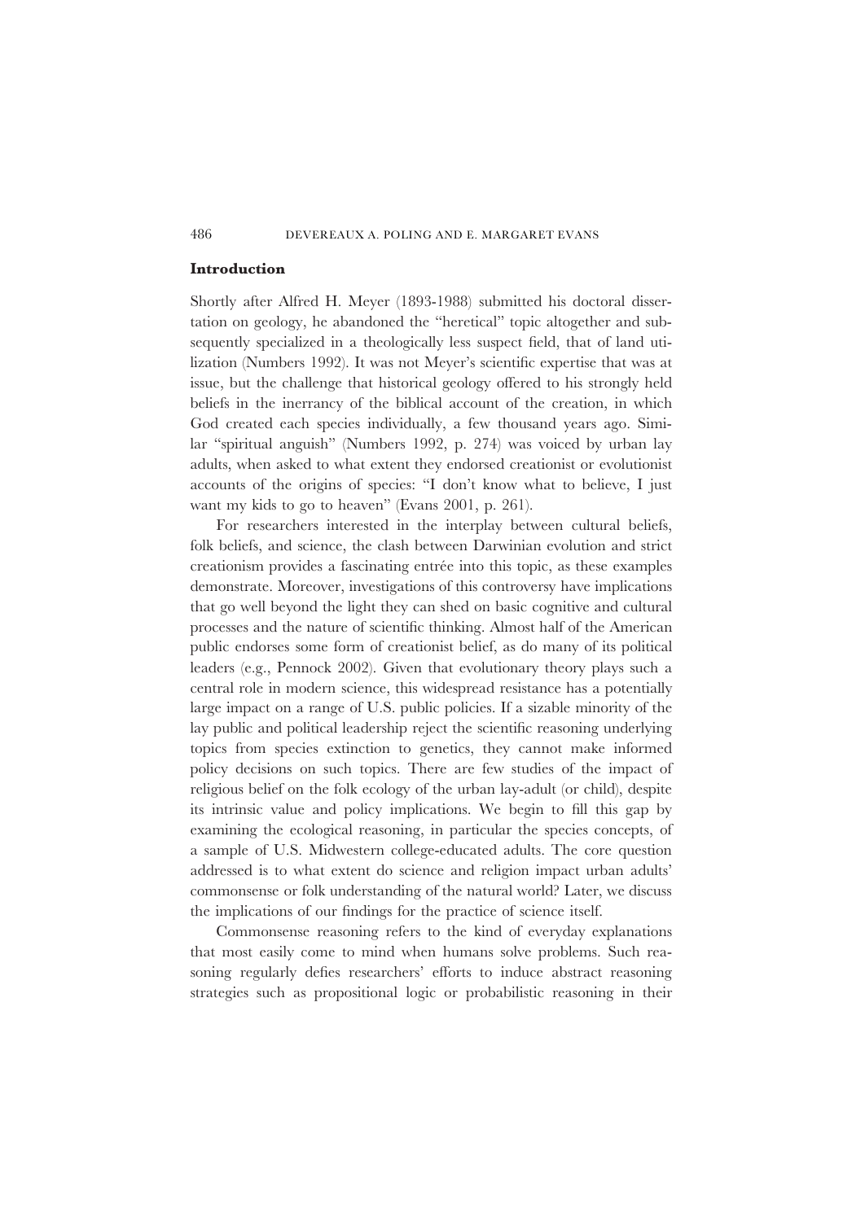## Introduction

Shortly after Alfred H. Meyer (1893-1988) submitted his doctoral dissertation on geology, he abandoned the "heretical" topic altogether and subsequently specialized in a theologically less suspect field, that of land utilization (Numbers 1992). It was not Meyer's scientific expertise that was at issue, but the challenge that historical geology offered to his strongly held beliefs in the inerrancy of the biblical account of the creation, in which God created each species individually, a few thousand years ago. Similar "spiritual anguish" (Numbers 1992, p. 274) was voiced by urban lay adults, when asked to what extent they endorsed creationist or evolutionist accounts of the origins of species: "I don't know what to believe, I just want my kids to go to heaven" (Evans 2001, p. 261).

For researchers interested in the interplay between cultural beliefs, folk beliefs, and science, the clash between Darwinian evolution and strict creationism provides a fascinating entrée into this topic, as these examples demonstrate. Moreover, investigations of this controversy have implications that go well beyond the light they can shed on basic cognitive and cultural processes and the nature of scientific thinking. Almost half of the American public endorses some form of creationist belief, as do many of its political leaders (e.g., Pennock 2002). Given that evolutionary theory plays such a central role in modern science, this widespread resistance has a potentially large impact on a range of U.S. public policies. If a sizable minority of the lay public and political leadership reject the scientific reasoning underlying topics from species extinction to genetics, they cannot make informed policy decisions on such topics. There are few studies of the impact of religious belief on the folk ecology of the urban lay-adult (or child), despite its intrinsic value and policy implications. We begin to fill this gap by examining the ecological reasoning, in particular the species concepts, of a sample of U.S. Midwestern college-educated adults. The core question addressed is to what extent do science and religion impact urban adults' commonsense or folk understanding of the natural world? Later, we discuss the implications of our findings for the practice of science itself.

Commonsense reasoning refers to the kind of everyday explanations that most easily come to mind when humans solve problems. Such reasoning regularly defies researchers' efforts to induce abstract reasoning strategies such as propositional logic or probabilistic reasoning in their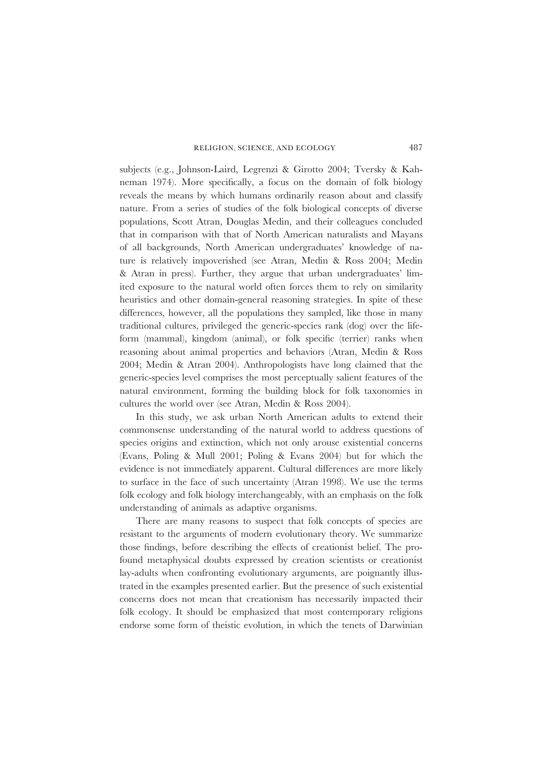subjects (e.g., Johnson-Laird, Legrenzi & Girotto 2004; Tversky & Kahneman 1974). More specifically, a focus on the domain of folk biology reveals the means by which humans ordinarily reason about and classify nature. From a series of studies of the folk biological concepts of diverse populations, Scott Atran, Douglas Medin, and their colleagues concluded that in comparison with that of North American naturalists and Mayans of all backgrounds, North American undergraduates' knowledge of nature is relatively impoverished (see Atran, Medin & Ross 2004; Medin & Atran in press). Further, they argue that urban undergraduates' limited exposure to the natural world often forces them to rely on similarity heuristics and other domain-general reasoning strategies. In spite of these differences, however, all the populations they sampled, like those in many traditional cultures, privileged the generic-species rank (dog) over the life-form (mammal), kingdom (animal), or folk specific (terrier) ranks when reasoning about animal properties and behaviors (Atran, Medin & Ross 2004; Medin & Atran 2004). Anthropologists have long claimed that the generic-species level comprises the most perceptually salient features of the natural environment, forming the building block for folk taxonomies in cultures the world over (see Atran, Medin & Ross 2004).

In this study, we ask urban North American adults to extend their commonsense understanding of the natural world to address questions of species origins and extinction, which not only arouse existential concerns (Evans, Poling & Mull 2001; Poling & Evans 2004) but for which the evidence is not immediately apparent. Cultural differences are more likely to surface in the face of such uncertainty (Atran 1998). We use the terms folk ecology and folk biology interchangeably, with an emphasis on the folk understanding of animals as adaptive organisms.

There are many reasons to suspect that folk concepts of species are resistant to the arguments of modern evolutionary theory. We summarize those findings, before describing the effects of creationist belief. The profound metaphysical doubts expressed by creation scientists or creationist lay-adults when confronting evolutionary arguments, are poignantly illustrated in the examples presented earlier. But the presence of such existential concerns does not mean that creationism has necessarily impacted their folk ecology. It should be emphasized that most contemporary religions endorse some form of theistic evolution, in which the tenets of Darwinian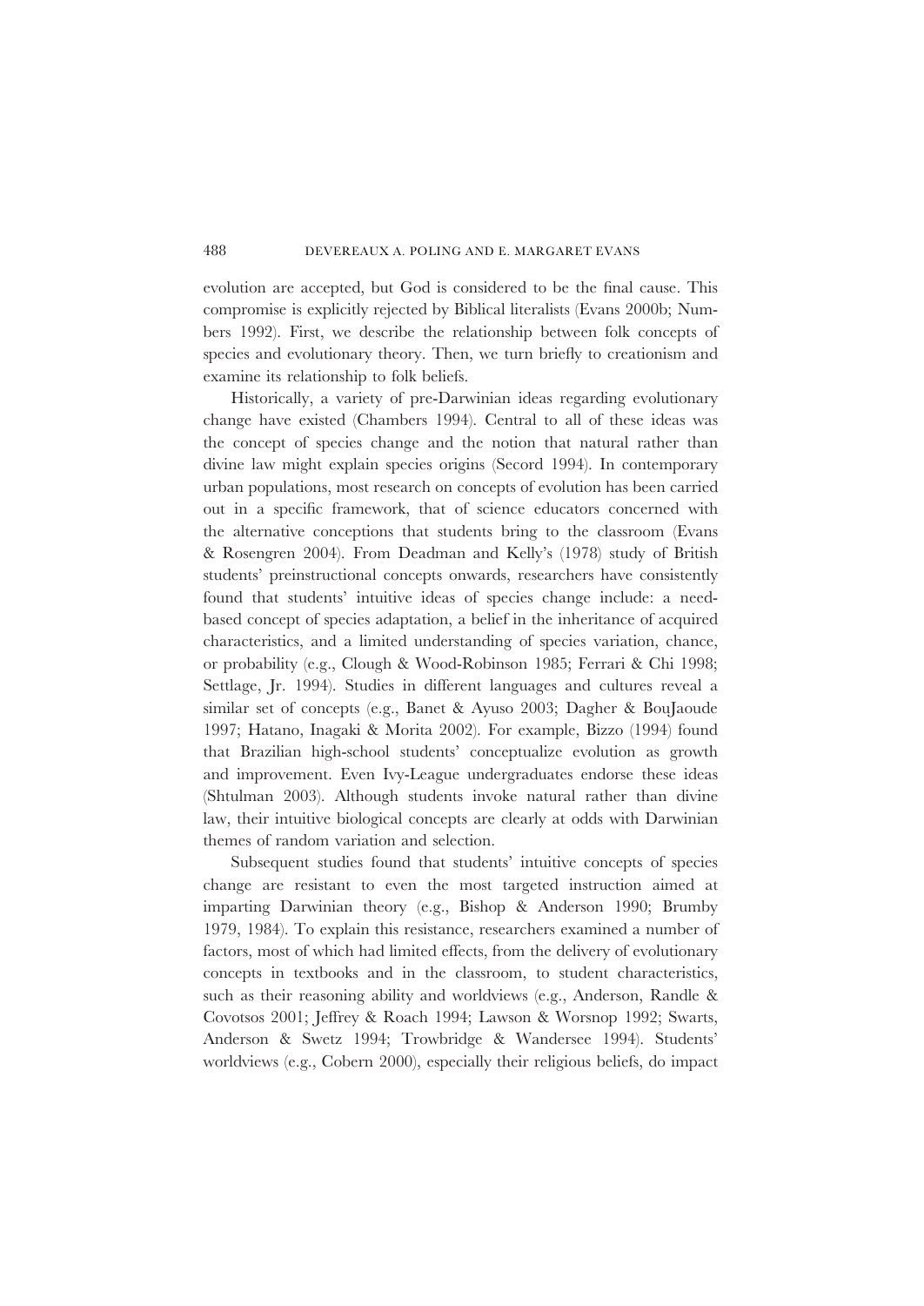evolution are accepted, but God is considered to be the final cause. This compromise is explicitly rejected by Biblical literalists (Evans 2000b; Numbers 1992). First, we describe the relationship between folk concepts of species and evolutionary theory. Then, we turn briefly to creationism and examine its relationship to folk beliefs.

Historically, a variety of pre-Darwinian ideas regarding evolutionary change have existed (Chambers 1994). Central to all of these ideas was the concept of species change and the notion that natural rather than divine law might explain species origins (Secord 1994). In contemporary urban populations, most research on concepts of evolution has been carried out in a specific framework, that of science educators concerned with the alternative conceptions that students bring to the classroom (Evans & Rosengren 2004). From Deadman and Kelly's (1978) study of British students' preinstructional concepts onwards, researchers have consistently found that students' intuitive ideas of species change include: a need-based concept of species adaptation, a belief in the inheritance of acquired characteristics, and a limited understanding of species variation, chance, or probability (e.g., Clough & Wood-Robinson 1985; Ferrari & Chi 1998; Settlage, Jr. 1994). Studies in different languages and cultures reveal a similar set of concepts (e.g., Banet & Ayuso 2003; Dagher & BouJaoude 1997; Hatano, Inagaki & Morita 2002). For example, Bizzo (1994) found that Brazilian high-school students' conceptualize evolution as growth and improvement. Even Ivy-League undergraduates endorse these ideas (Shtulman 2003). Although students invoke natural rather than divine law, their intuitive biological concepts are clearly at odds with Darwinian themes of random variation and selection.

Subsequent studies found that students' intuitive concepts of species change are resistant to even the most targeted instruction aimed at imparting Darwinian theory (e.g., Bishop & Anderson 1990; Brumby 1979, 1984). To explain this resistance, researchers examined a number of factors, most of which had limited effects, from the delivery of evolutionary concepts in textbooks and in the classroom, to student characteristics, such as their reasoning ability and worldviews (e.g., Anderson, Randle & Covotsos 2001; Jeffrey & Roach 1994; Lawson & Worsnop 1992; Swarts, Anderson & Swetz 1994; Trowbridge & Wandersee 1994). Students' worldviews (e.g., Cobern 2000), especially their religious beliefs, do impact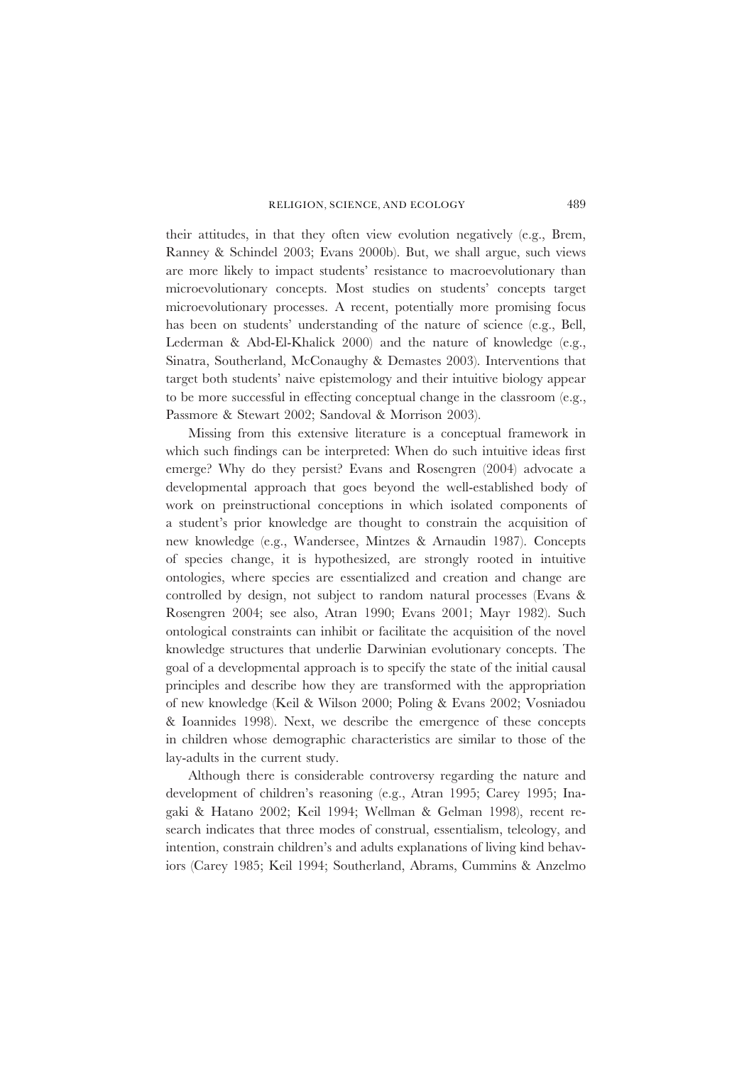their attitudes, in that they often view evolution negatively (e.g., Brem, Ranney & Schindel 2003; Evans 2000b). But, we shall argue, such views are more likely to impact students' resistance to macroevolutionary than microevolutionary concepts. Most studies on students' concepts target microevolutionary processes. A recent, potentially more promising focus has been on students' understanding of the nature of science (e.g., Bell, Lederman & Abd-El-Khalick 2000) and the nature of knowledge (e.g., Sinatra, Southerland, McConaughy & Demastes 2003). Interventions that target both students' naive epistemology and their intuitive biology appear to be more successful in effecting conceptual change in the classroom (e.g., Passmore & Stewart 2002; Sandoval & Morrison 2003).

Missing from this extensive literature is a conceptual framework in which such findings can be interpreted: When do such intuitive ideas first emerge? Why do they persist? Evans and Rosengren (2004) advocate a developmental approach that goes beyond the well-established body of work on preinstructional conceptions in which isolated components of a student's prior knowledge are thought to constrain the acquisition of new knowledge (e.g., Wandersee, Mintzes & Arnaudin 1987). Concepts of species change, it is hypothesized, are strongly rooted in intuitive ontologies, where species are essentialized and creation and change are controlled by design, not subject to random natural processes (Evans & Rosengren 2004; see also, Atran 1990; Evans 2001; Mayr 1982). Such ontological constraints can inhibit or facilitate the acquisition of the novel knowledge structures that underlie Darwinian evolutionary concepts. The goal of a developmental approach is to specify the state of the initial causal principles and describe how they are transformed with the appropriation of new knowledge (Keil & Wilson 2000; Poling & Evans 2002; Vosniadou & Ioannides 1998). Next, we describe the emergence of these concepts in children whose demographic characteristics are similar to those of the lay-adults in the current study.

Although there is considerable controversy regarding the nature and development of children's reasoning (e.g., Atran 1995; Carey 1995; Inagaki & Hatano 2002; Keil 1994; Wellman & Gelman 1998), recent research indicates that three modes of construal, essentialism, teleology, and intention, constrain children's and adults explanations of living kind behaviors (Carey 1985; Keil 1994; Southerland, Abrams, Cummins & Anzelmo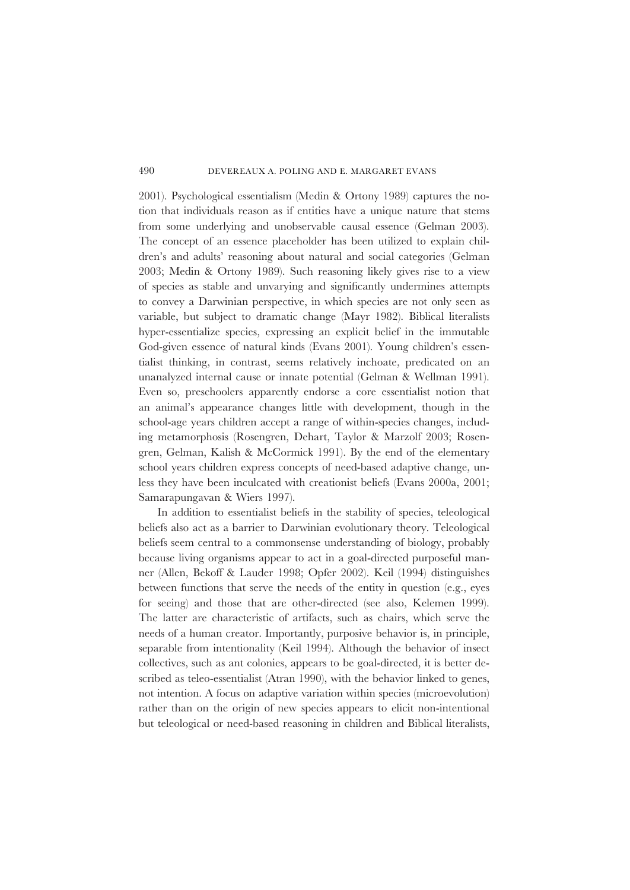2001). Psychological essentialism (Medin & Ortony 1989) captures the notion that individuals reason as if entities have a unique nature that stems from some underlying and unobservable causal essence (Gelman 2003). The concept of an essence placeholder has been utilized to explain children's and adults' reasoning about natural and social categories (Gelman 2003; Medin & Ortony 1989). Such reasoning likely gives rise to a view of species as stable and unvarying and significantly undermines attempts to convey a Darwinian perspective, in which species are not only seen as variable, but subject to dramatic change (Mayr 1982). Biblical literalists hyper-essentialize species, expressing an explicit belief in the immutable God-given essence of natural kinds (Evans 2001). Young children's essentialist thinking, in contrast, seems relatively inchoate, predicated on an unanalyzed internal cause or innate potential (Gelman & Wellman 1991). Even so, preschoolers apparently endorse a core essentialist notion that an animal's appearance changes little with development, though in the school-age years children accept a range of within-species changes, including metamorphosis (Rosengren, Dehart, Taylor & Marzolf 2003; Rosengren, Gelman, Kalish & McCormick 1991). By the end of the elementary school years children express concepts of need-based adaptive change, unless they have been inculcated with creationist beliefs (Evans 2000a, 2001; Samarapungavan & Wiers 1997).

In addition to essentialist beliefs in the stability of species, teleological beliefs also act as a barrier to Darwinian evolutionary theory. Teleological beliefs seem central to a commonsense understanding of biology, probably because living organisms appear to act in a goal-directed purposeful manner (Allen, Bekoff & Lauder 1998; Opfer 2002). Keil (1994) distinguishes between functions that serve the needs of the entity in question (e.g., eyes for seeing) and those that are other-directed (see also, Kelemen 1999). The latter are characteristic of artifacts, such as chairs, which serve the needs of a human creator. Importantly, purposive behavior is, in principle, separable from intentionality (Keil 1994). Although the behavior of insect collectives, such as ant colonies, appears to be goal-directed, it is better described as teleo-essentialist (Atran 1990), with the behavior linked to genes, not intention. A focus on adaptive variation within species (microevolution) rather than on the origin of new species appears to elicit non-intentional but teleological or need-based reasoning in children and Biblical literalists,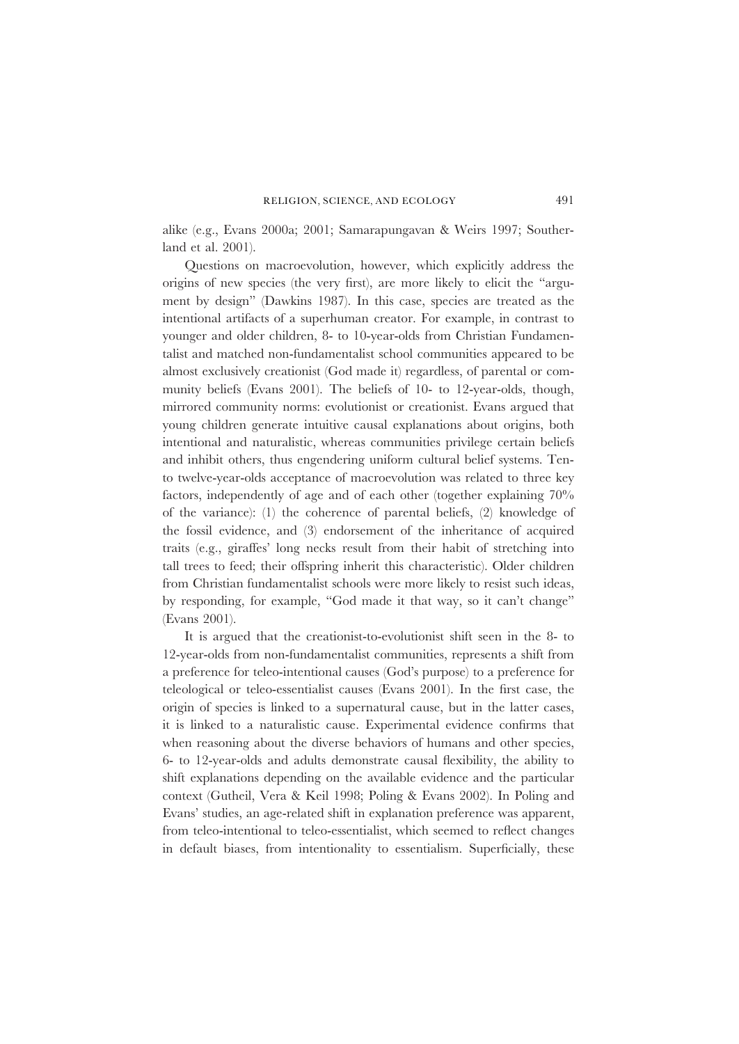alike (e.g., Evans 2000a; 2001; Samarapungavan & Weirs 1997; Southerland et al. 2001).

Questions on macroevolution, however, which explicitly address the origins of new species (the very first), are more likely to elicit the "argument by design" (Dawkins 1987). In this case, species are treated as the intentional artifacts of a superhuman creator. For example, in contrast to younger and older children, 8- to 10-year-olds from Christian Fundamentalist and matched non-fundamentalist school communities appeared to be almost exclusively creationist (God made it) regardless, of parental or community beliefs (Evans 2001). The beliefs of 10- to 12-year-olds, though, mirrored community norms: evolutionist or creationist. Evans argued that young children generate intuitive causal explanations about origins, both intentional and naturalistic, whereas communities privilege certain beliefs and inhibit others, thus engendering uniform cultural belief systems. Ten- to twelve-year-olds acceptance of macroevolution was related to three key factors, independently of age and of each other (together explaining 70% of the variance): (1) the coherence of parental beliefs, (2) knowledge of the fossil evidence, and (3) endorsement of the inheritance of acquired traits (e.g., giraffes' long necks result from their habit of stretching into tall trees to feed; their offspring inherit this characteristic). Older children from Christian fundamentalist schools were more likely to resist such ideas, by responding, for example, "God made it that way, so it can't change" (Evans 2001).

It is argued that the creationist-to-evolutionist shift seen in the 8- to 12-year-olds from non-fundamentalist communities, represents a shift from a preference for teleo-intentional causes (God's purpose) to a preference for teleological or teleo-essentialist causes (Evans 2001). In the first case, the origin of species is linked to a supernatural cause, but in the latter cases, it is linked to a naturalistic cause. Experimental evidence confirms that when reasoning about the diverse behaviors of humans and other species, 6- to 12-year-olds and adults demonstrate causal flexibility, the ability to shift explanations depending on the available evidence and the particular context (Gutheil, Vera & Keil 1998; Poling & Evans 2002). In Poling and Evans' studies, an age-related shift in explanation preference was apparent, from teleo-intentional to teleo-essentialist, which seemed to reflect changes in default biases, from intentionality to essentialism. Superficially, these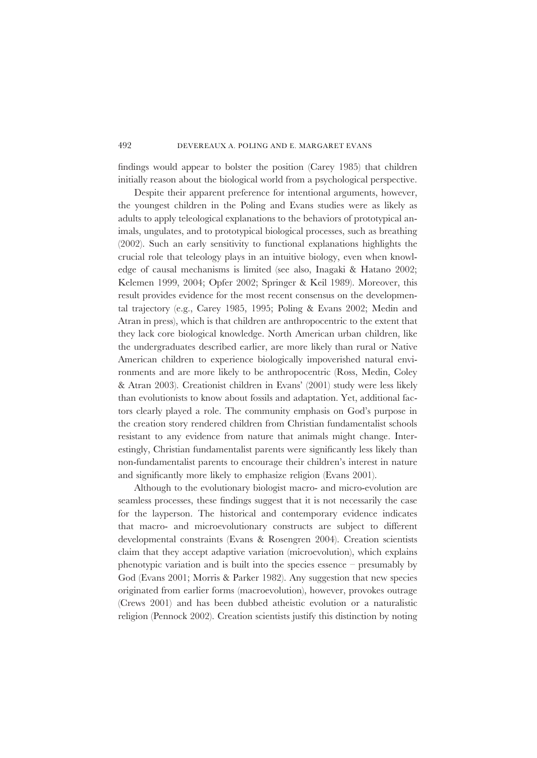findings would appear to bolster the position (Carey 1985) that children initially reason about the biological world from a psychological perspective.

Despite their apparent preference for intentional arguments, however, the youngest children in the Poling and Evans studies were as likely as adults to apply teleological explanations to the behaviors of prototypical animals, ungulates, and to prototypical biological processes, such as breathing (2002). Such an early sensitivity to functional explanations highlights the crucial role that teleology plays in an intuitive biology, even when knowledge of causal mechanisms is limited (see also, Inagaki & Hatano 2002; Kelemen 1999, 2004; Opfer 2002; Springer & Keil 1989). Moreover, this result provides evidence for the most recent consensus on the developmental trajectory (e.g., Carey 1985, 1995; Poling & Evans 2002; Medin and Atran in press), which is that children are anthropocentric to the extent that they lack core biological knowledge. North American urban children, like the undergraduates described earlier, are more likely than rural or Native American children to experience biologically impoverished natural environments and are more likely to be anthropocentric (Ross, Medin, Coley & Atran 2003). Creationist children in Evans' (2001) study were less likely than evolutionists to know about fossils and adaptation. Yet, additional factors clearly played a role. The community emphasis on God's purpose in the creation story rendered children from Christian fundamentalist schools resistant to any evidence from nature that animals might change. Interestingly, Christian fundamentalist parents were significantly less likely than non-fundamentalist parents to encourage their children's interest in nature and significantly more likely to emphasize religion (Evans 2001).

Although to the evolutionary biologist macro- and micro-evolution are seamless processes, these findings suggest that it is not necessarily the case for the layperson. The historical and contemporary evidence indicates that macro- and microevolutionary constructs are subject to different developmental constraints (Evans & Rosengren 2004). Creation scientists claim that they accept adaptive variation (microevolution), which explains phenotypic variation and is built into the species essence – presumably by God (Evans 2001; Morris & Parker 1982). Any suggestion that new species originated from earlier forms (macroevolution), however, provokes outrage (Crews 2001) and has been dubbed atheistic evolution or a naturalistic religion (Pennock 2002). Creation scientists justify this distinction by noting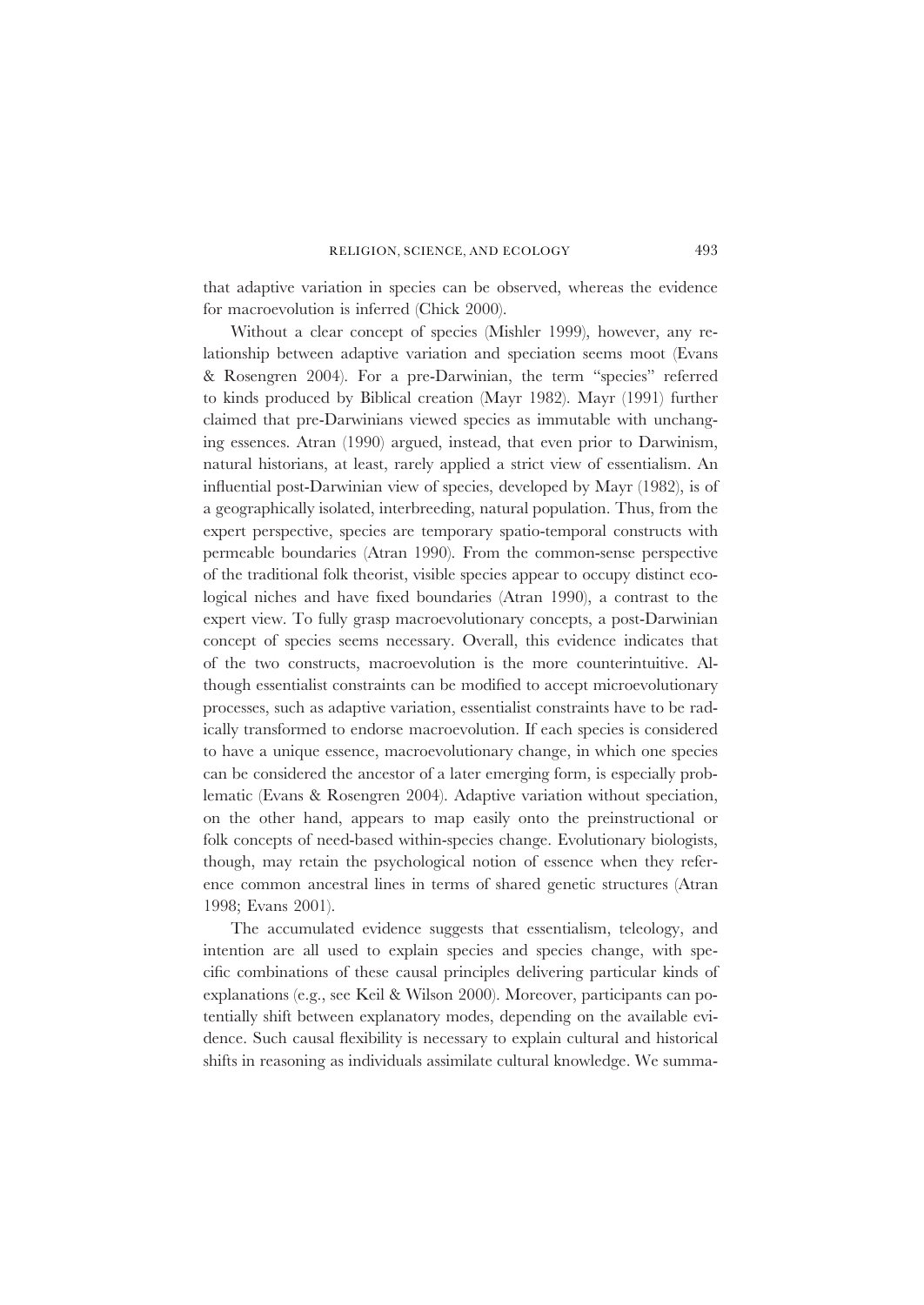that adaptive variation in species can be observed, whereas the evidence for macroevolution is inferred (Chick 2000).

Without a clear concept of species (Mishler 1999), however, any relationship between adaptive variation and speciation seems moot (Evans & Rosengren 2004). For a pre-Darwinian, the term "species" referred to kinds produced by Biblical creation (Mayr 1982). Mayr (1991) further claimed that pre-Darwinians viewed species as immutable with unchanging essences. Atran (1990) argued, instead, that even prior to Darwinism, natural historians, at least, rarely applied a strict view of essentialism. An influential post-Darwinian view of species, developed by Mayr (1982), is of a geographically isolated, interbreeding, natural population. Thus, from the expert perspective, species are temporary spatio-temporal constructs with permeable boundaries (Atran 1990). From the common-sense perspective of the traditional folk theorist, visible species appear to occupy distinct ecological niches and have fixed boundaries (Atran 1990), a contrast to the expert view. To fully grasp macroevolutionary concepts, a post-Darwinian concept of species seems necessary. Overall, this evidence indicates that of the two constructs, macroevolution is the more counterintuitive. Although essentialist constraints can be modified to accept microevolutionary processes, such as adaptive variation, essentialist constraints have to be radically transformed to endorse macroevolution. If each species is considered to have a unique essence, macroevolutionary change, in which one species can be considered the ancestor of a later emerging form, is especially problematic (Evans & Rosengren 2004). Adaptive variation without speciation, on the other hand, appears to map easily onto the preinstructional or folk concepts of need-based within-species change. Evolutionary biologists, though, may retain the psychological notion of essence when they reference common ancestral lines in terms of shared genetic structures (Atran 1998; Evans 2001).

The accumulated evidence suggests that essentialism, teleology, and intention are all used to explain species and species change, with specific combinations of these causal principles delivering particular kinds of explanations (e.g., see Keil & Wilson 2000). Moreover, participants can potentially shift between explanatory modes, depending on the available evidence. Such causal flexibility is necessary to explain cultural and historical shifts in reasoning as individuals assimilate cultural knowledge. We summa-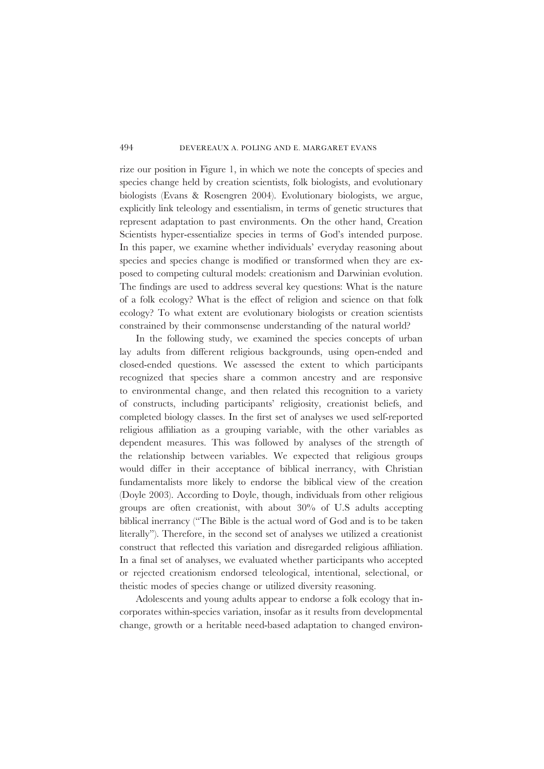rize our position in Figure 1, in which we note the concepts of species and species change held by creation scientists, folk biologists, and evolutionary biologists (Evans & Rosengren 2004). Evolutionary biologists, we argue, explicitly link teleology and essentialism, in terms of genetic structures that represent adaptation to past environments. On the other hand, Creation Scientists hyper-essentialize species in terms of God's intended purpose. In this paper, we examine whether individuals' everyday reasoning about species and species change is modified or transformed when they are exposed to competing cultural models: creationism and Darwinian evolution. The findings are used to address several key questions: What is the nature of a folk ecology? What is the effect of religion and science on that folk ecology? To what extent are evolutionary biologists or creation scientists constrained by their commonsense understanding of the natural world?

In the following study, we examined the species concepts of urban lay adults from different religious backgrounds, using open-ended and closed-ended questions. We assessed the extent to which participants recognized that species share a common ancestry and are responsive to environmental change, and then related this recognition to a variety of constructs, including participants' religiosity, creationist beliefs, and completed biology classes. In the first set of analyses we used self-reported religious affiliation as a grouping variable, with the other variables as dependent measures. This was followed by analyses of the strength of the relationship between variables. We expected that religious groups would differ in their acceptance of biblical inerrancy, with Christian fundamentalists more likely to endorse the biblical view of the creation (Doyle 2003). According to Doyle, though, individuals from other religious groups are often creationist, with about 30% of U.S adults accepting biblical inerrancy ("The Bible is the actual word of God and is to be taken literally"). Therefore, in the second set of analyses we utilized a creationist construct that reflected this variation and disregarded religious affiliation. In a final set of analyses, we evaluated whether participants who accepted or rejected creationism endorsed teleological, intentional, selectional, or theistic modes of species change or utilized diversity reasoning.

Adolescents and young adults appear to endorse a folk ecology that incorporates within-species variation, insofar as it results from developmental change, growth or a heritable need-based adaptation to changed environ-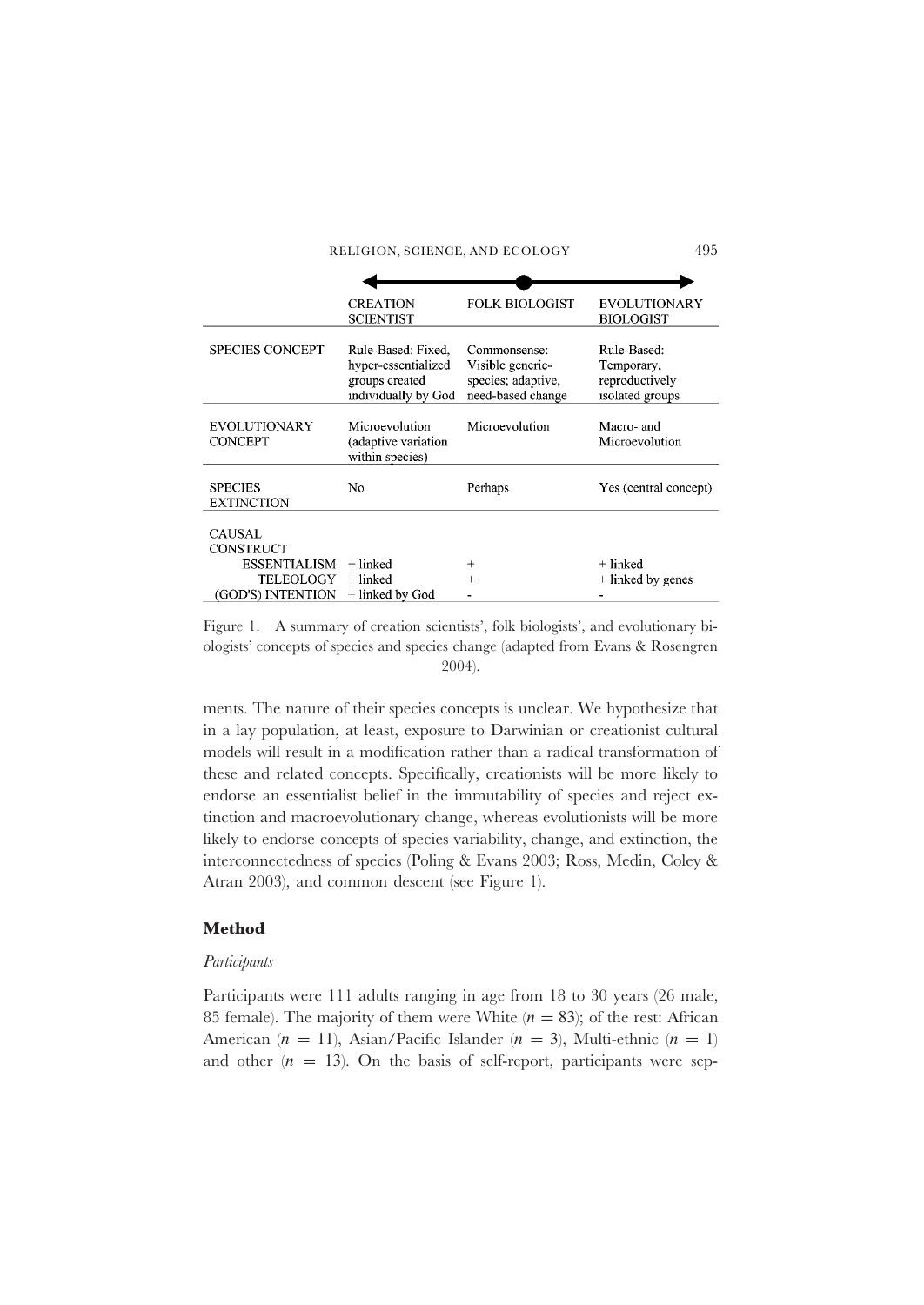| | CREATION SCIENTIST | FOLK BIOLOGIST | EVOLUTIONARY BIOLOGIST |
|---|---|---|---|
| SPECIES CONCEPT | Rule-Based: Fixed, hyper-essentialized groups created individually by God | Commonsense: Visible generic-species; adaptive, need-based change | Rule-Based: Temporary, reproductively isolated groups |
| EVOLUTIONARY CONCEPT | Microevolution (adaptive variation within species) | Microevolution | Macro- and Microevolution |
| SPECIES EXTINCTION | No | Perhaps | Yes (central concept) |
| CAUSAL CONSTRUCT | | | |
| ESSENTIALISM | + linked | + | + linked |
| TELEOLOGY | + linked | + | + linked by genes |
| (GOD'S) INTENTION | + linked by God | - | - |

Figure 1. A summary of creation scientists', folk biologists', and evolutionary biologists' concepts of species and species change (adapted from Evans & Rosengren 2004).

ments. The nature of their species concepts is unclear. We hypothesize that in a lay population, at least, exposure to Darwinian or creationist cultural models will result in a modification rather than a radical transformation of these and related concepts. Specifically, creationists will be more likely to endorse an essentialist belief in the immutability of species and reject extinction and macroevolutionary change, whereas evolutionists will be more likely to endorse concepts of species variability, change, and extinction, the interconnectedness of species (Poling & Evans 2003; Ross, Medin, Coley & Atran 2003), and common descent (see Figure 1).

## Method

### *Participants*

Participants were 111 adults ranging in age from 18 to 30 years (26 male, 85 female). The majority of them were White ($n = 83$); of the rest: African American ($n = 11$), Asian/Pacific Islander ($n = 3$), Multi-ethnic ($n = 1$) and other ($n = 13$). On the basis of self-report, participants were sep-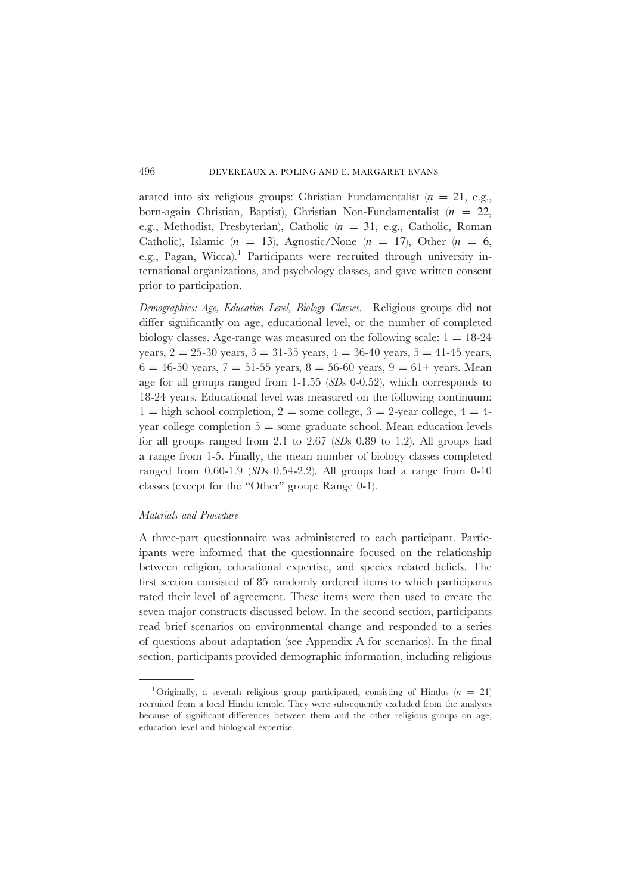arated into six religious groups: Christian Fundamentalist ($n = 21$, e.g., born-again Christian, Baptist), Christian Non-Fundamentalist ($n = 22$, e.g., Methodist, Presbyterian), Catholic ($n = 31$, e.g., Catholic, Roman Catholic), Islamic ($n = 13$), Agnostic/None ($n = 17$), Other ($n = 6$, e.g., Pagan, Wicca).[1] Participants were recruited through university international organizations, and psychology classes, and gave written consent prior to participation.

*Demographics: Age, Education Level, Biology Classes.* Religious groups did not differ significantly on age, educational level, or the number of completed biology classes. Age-range was measured on the following scale: 1 = 18-24 years, 2 = 25-30 years, 3 = 31-35 years, 4 = 36-40 years, 5 = 41-45 years, 6 = 46-50 years, 7 = 51-55 years, 8 = 56-60 years, 9 = 61+ years. Mean age for all groups ranged from 1-1.55 (*SD*s 0-0.52), which corresponds to 18-24 years. Educational level was measured on the following continuum: 1 = high school completion, 2 = some college, 3 = 2-year college, 4 = 4-year college completion 5 = some graduate school. Mean education levels for all groups ranged from 2.1 to 2.67 (*SD*s 0.89 to 1.2). All groups had a range from 1-5. Finally, the mean number of biology classes completed ranged from 0.60-1.9 (*SD*s 0.54-2.2). All groups had a range from 0-10 classes (except for the "Other" group: Range 0-1).

### *Materials and Procedure*

A three-part questionnaire was administered to each participant. Participants were informed that the questionnaire focused on the relationship between religion, educational expertise, and species related beliefs. The first section consisted of 85 randomly ordered items to which participants rated their level of agreement. These items were then used to create the seven major constructs discussed below. In the second section, participants read brief scenarios on environmental change and responded to a series of questions about adaptation (see Appendix A for scenarios). In the final section, participants provided demographic information, including religious

---

[1] Originally, a seventh religious group participated, consisting of Hindus ($n = 21$) recruited from a local Hindu temple. They were subsequently excluded from the analyses because of significant differences between them and the other religious groups on age, education level and biological expertise.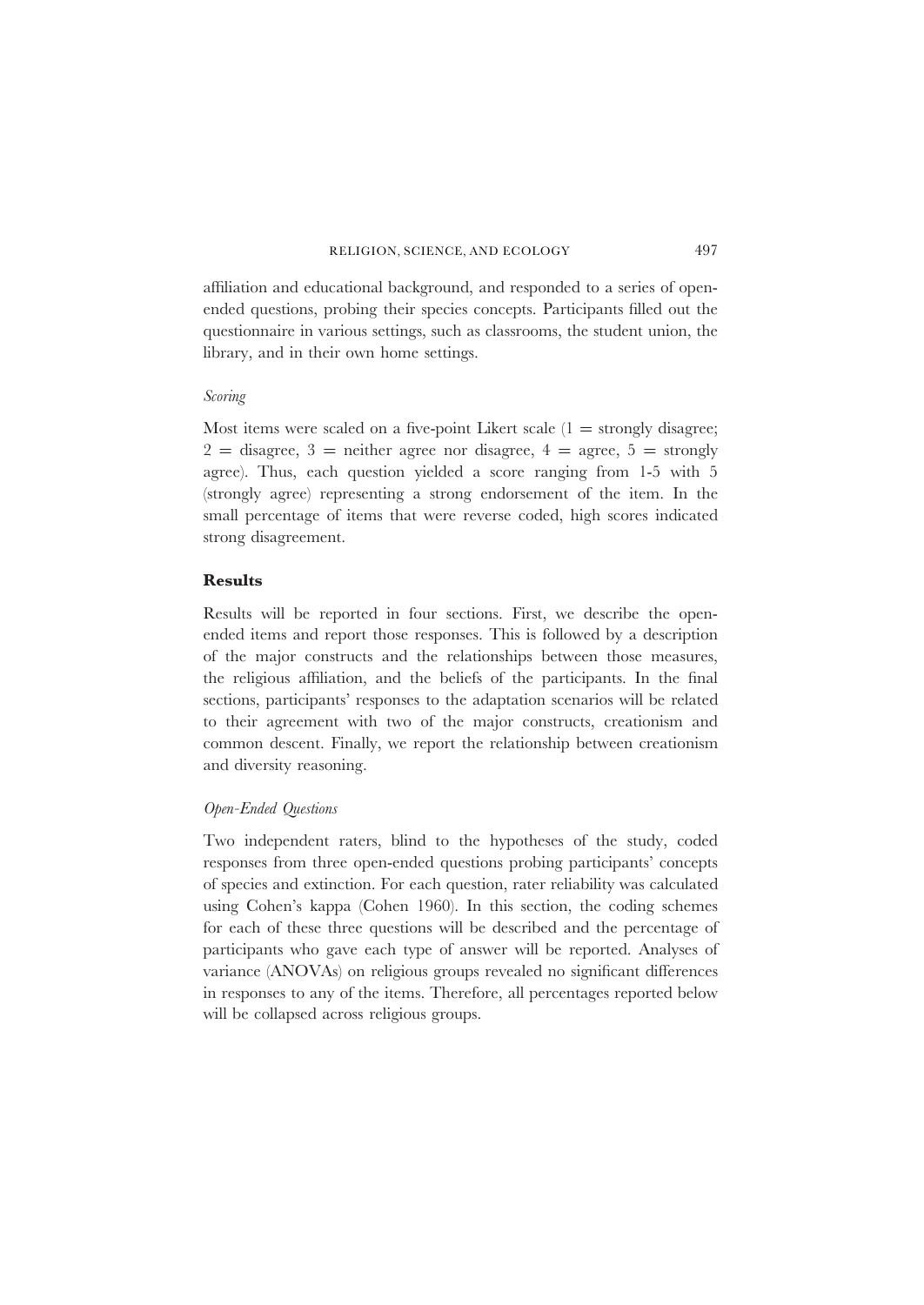affiliation and educational background, and responded to a series of open-ended questions, probing their species concepts. Participants filled out the questionnaire in various settings, such as classrooms, the student union, the library, and in their own home settings.

### *Scoring*

Most items were scaled on a five-point Likert scale (1 = strongly disagree; 2 = disagree, 3 = neither agree nor disagree, 4 = agree, 5 = strongly agree). Thus, each question yielded a score ranging from 1-5 with 5 (strongly agree) representing a strong endorsement of the item. In the small percentage of items that were reverse coded, high scores indicated strong disagreement.

## **Results**

Results will be reported in four sections. First, we describe the open-ended items and report those responses. This is followed by a description of the major constructs and the relationships between those measures, the religious affiliation, and the beliefs of the participants. In the final sections, participants' responses to the adaptation scenarios will be related to their agreement with two of the major constructs, creationism and common descent. Finally, we report the relationship between creationism and diversity reasoning.

### *Open-Ended Questions*

Two independent raters, blind to the hypotheses of the study, coded responses from three open-ended questions probing participants' concepts of species and extinction. For each question, rater reliability was calculated using Cohen's kappa (Cohen 1960). In this section, the coding schemes for each of these three questions will be described and the percentage of participants who gave each type of answer will be reported. Analyses of variance (ANOVAs) on religious groups revealed no significant differences in responses to any of the items. Therefore, all percentages reported below will be collapsed across religious groups.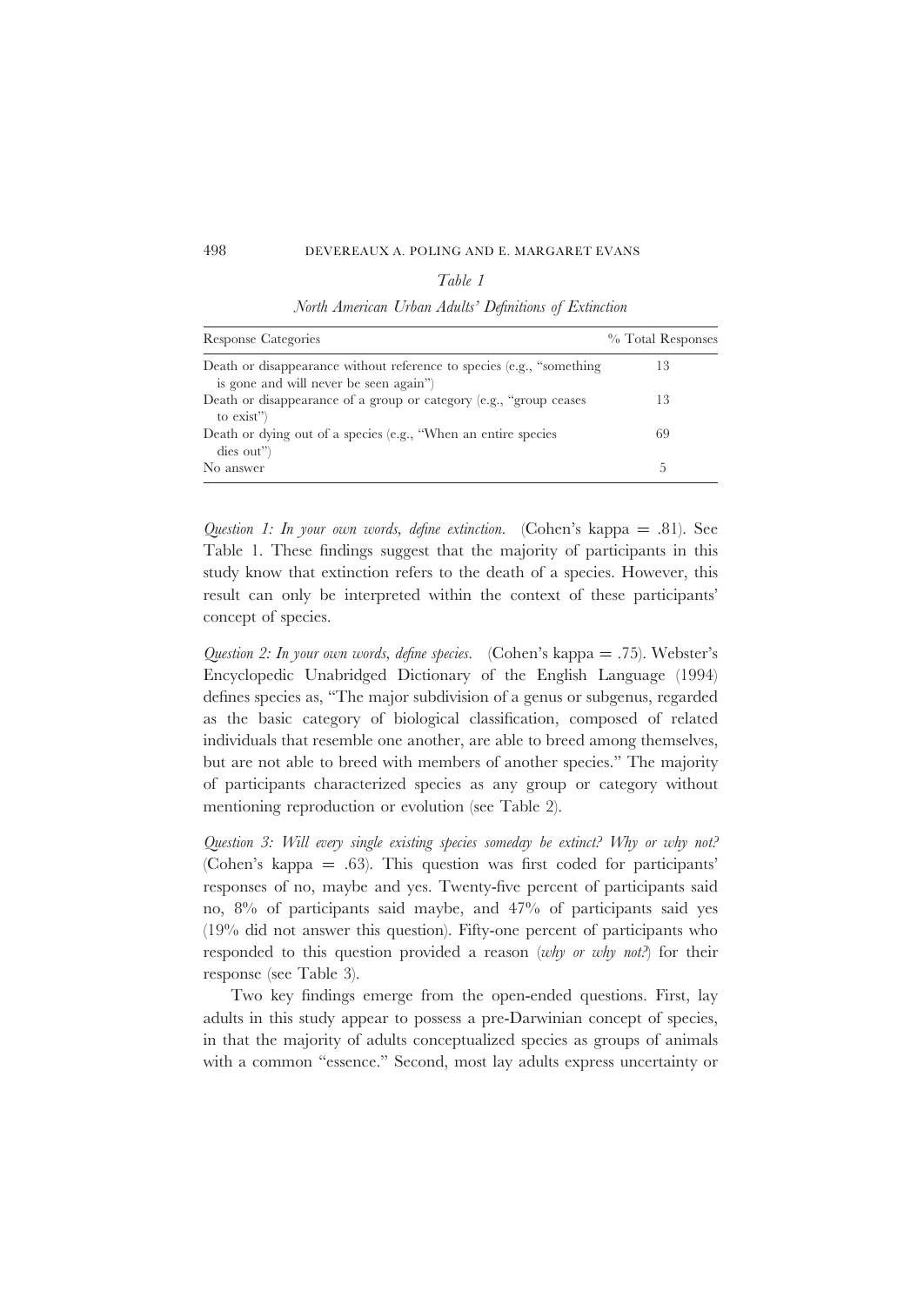*Table 1*

*North American Urban Adults' Definitions of Extinction*

| Response Categories | % Total Responses |
|---|---|
| Death or disappearance without reference to species (e.g., "something is gone and will never be seen again") | 13 |
| Death or disappearance of a group or category (e.g., "group ceases to exist") | 13 |
| Death or dying out of a species (e.g., "When an entire species dies out") | 69 |
| No answer | 5 |

*Question 1: In your own words, define extinction.* (Cohen's kappa = .81). See Table 1. These findings suggest that the majority of participants in this study know that extinction refers to the death of a species. However, this result can only be interpreted within the context of these participants' concept of species.

*Question 2: In your own words, define species.* (Cohen's kappa = .75). Webster's Encyclopedic Unabridged Dictionary of the English Language (1994) defines species as, "The major subdivision of a genus or subgenus, regarded as the basic category of biological classification, composed of related individuals that resemble one another, are able to breed among themselves, but are not able to breed with members of another species." The majority of participants characterized species as any group or category without mentioning reproduction or evolution (see Table 2).

*Question 3: Will every single existing species someday be extinct? Why or why not?* (Cohen's kappa = .63). This question was first coded for participants' responses of no, maybe and yes. Twenty-five percent of participants said no, 8% of participants said maybe, and 47% of participants said yes (19% did not answer this question). Fifty-one percent of participants who responded to this question provided a reason (*why or why not?*) for their response (see Table 3).

Two key findings emerge from the open-ended questions. First, lay adults in this study appear to possess a pre-Darwinian concept of species, in that the majority of adults conceptualized species as groups of animals with a common "essence." Second, most lay adults express uncertainty or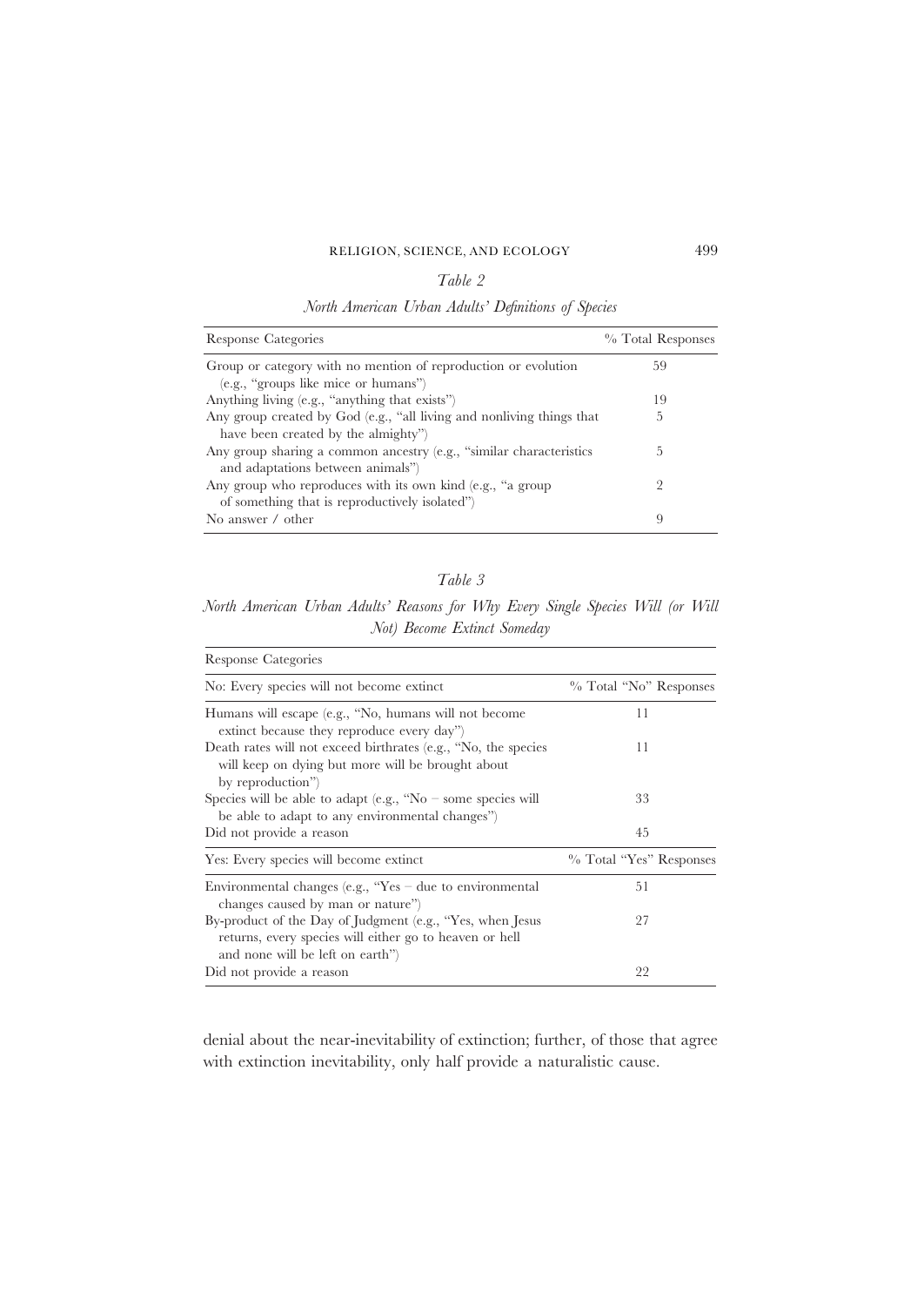*Table 2*

*North American Urban Adults' Definitions of Species*

| Response Categories | % Total Responses |
|---|---|
| Group or category with no mention of reproduction or evolution (e.g., "groups like mice or humans") | 59 |
| Anything living (e.g., "anything that exists") | 19 |
| Any group created by God (e.g., "all living and nonliving things that have been created by the almighty") | 5 |
| Any group sharing a common ancestry (e.g., "similar characteristics and adaptations between animals") | 5 |
| Any group who reproduces with its own kind (e.g., "a group of something that is reproductively isolated") | 2 |
| No answer / other | 9 |

*Table 3*

*North American Urban Adults' Reasons for Why Every Single Species Will (or Will Not) Become Extinct Someday*

| Response Categories | |
|---|---|
| No: Every species will not become extinct | % Total "No" Responses |
| Humans will escape (e.g., "No, humans will not become extinct because they reproduce every day") | 11 |
| Death rates will not exceed birthrates (e.g., "No, the species will keep on dying but more will be brought about by reproduction") | 11 |
| Species will be able to adapt (e.g., "No – some species will be able to adapt to any environmental changes") | 33 |
| Did not provide a reason | 45 |
| Yes: Every species will become extinct | % Total "Yes" Responses |
| Environmental changes (e.g., "Yes – due to environmental changes caused by man or nature") | 51 |
| By-product of the Day of Judgment (e.g., "Yes, when Jesus returns, every species will either go to heaven or hell and none will be left on earth") | 27 |
| Did not provide a reason | 22 |

denial about the near-inevitability of extinction; further, of those that agree with extinction inevitability, only half provide a naturalistic cause.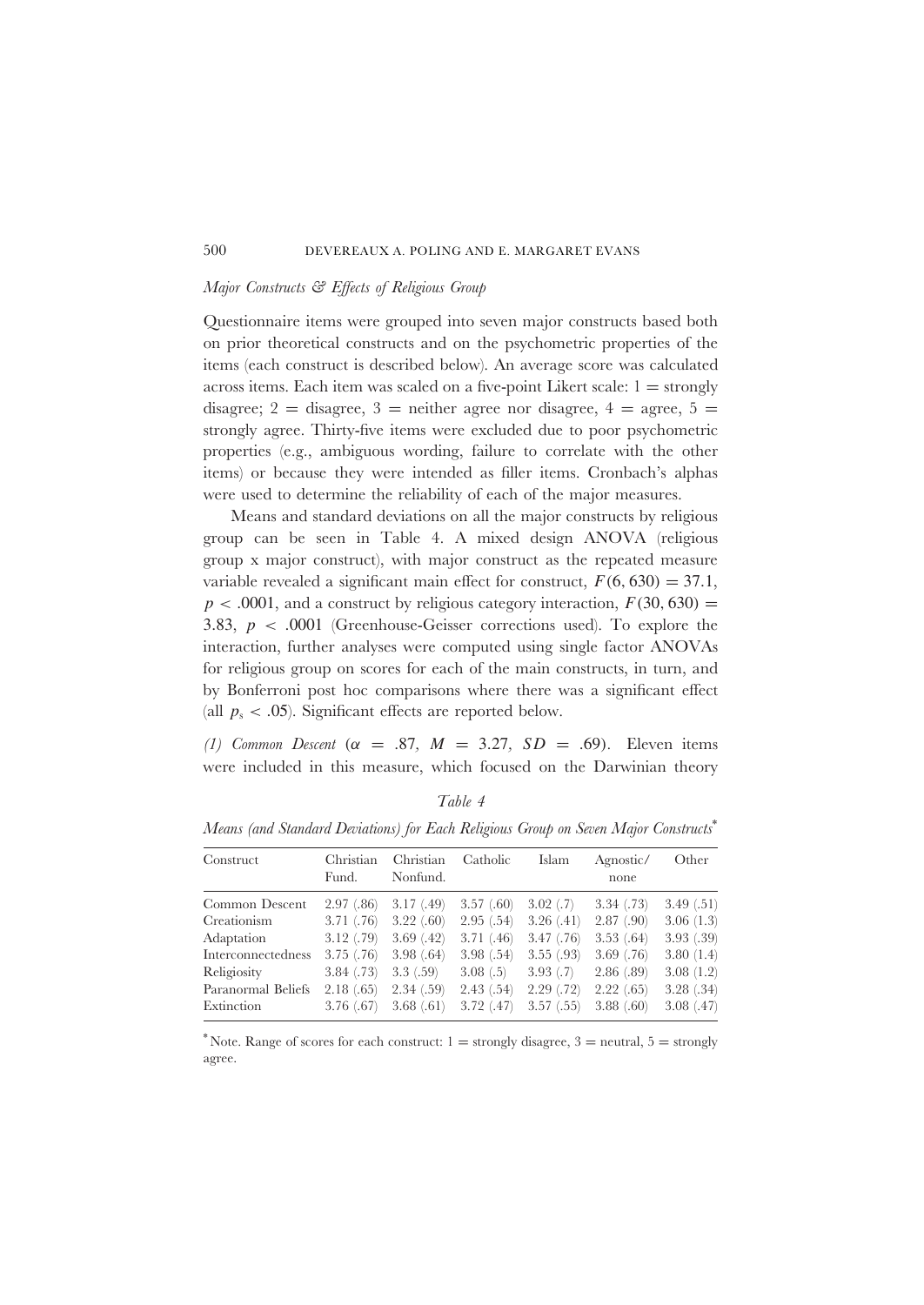### *Major Constructs & Effects of Religious Group*

Questionnaire items were grouped into seven major constructs based both on prior theoretical constructs and on the psychometric properties of the items (each construct is described below). An average score was calculated across items. Each item was scaled on a five-point Likert scale: 1 = strongly disagree; 2 = disagree, 3 = neither agree nor disagree, 4 = agree, 5 = strongly agree. Thirty-five items were excluded due to poor psychometric properties (e.g., ambiguous wording, failure to correlate with the other items) or because they were intended as filler items. Cronbach's alphas were used to determine the reliability of each of the major measures.

Means and standard deviations on all the major constructs by religious group can be seen in Table 4. A mixed design ANOVA (religious group x major construct), with major construct as the repeated measure variable revealed a significant main effect for construct, $F(6, 630) = 37.1$, $p < .0001$, and a construct by religious category interaction, $F(30, 630) = 3.83$, $p < .0001$ (Greenhouse-Geisser corrections used). To explore the interaction, further analyses were computed using single factor ANOVAs for religious group on scores for each of the main constructs, in turn, and by Bonferroni post hoc comparisons where there was a significant effect (all $p_s < .05$). Significant effects are reported below.

*(1) Common Descent* ($\alpha = .87$, $M = 3.27$, $SD = .69$). Eleven items were included in this measure, which focused on the Darwinian theory

*Table 4*

*Means (and Standard Deviations) for Each Religious Group on Seven Major Constructs*\*

| Construct | Christian Fund. | Christian Nonfund. | Catholic | Islam | Agnostic/ none | Other |
|---|---|---|---|---|---|---|
| Common Descent | 2.97 (.86) | 3.17 (.49) | 3.57 (.60) | 3.02 (.7) | 3.34 (.73) | 3.49 (.51) |
| Creationism | 3.71 (.76) | 3.22 (.60) | 2.95 (.54) | 3.26 (.41) | 2.87 (.90) | 3.06 (1.3) |
| Adaptation | 3.12 (.79) | 3.69 (.42) | 3.71 (.46) | 3.47 (.76) | 3.53 (.64) | 3.93 (.39) |
| Interconnectedness | 3.75 (.76) | 3.98 (.64) | 3.98 (.54) | 3.55 (.93) | 3.69 (.76) | 3.80 (1.4) |
| Religiosity | 3.84 (.73) | 3.3 (.59) | 3.08 (.5) | 3.93 (.7) | 2.86 (.89) | 3.08 (1.2) |
| Paranormal Beliefs | 2.18 (.65) | 2.34 (.59) | 2.43 (.54) | 2.29 (.72) | 2.22 (.65) | 3.28 (.34) |
| Extinction | 3.76 (.67) | 3.68 (.61) | 3.72 (.47) | 3.57 (.55) | 3.88 (.60) | 3.08 (.47) |

\*Note. Range of scores for each construct: 1 = strongly disagree, 3 = neutral, 5 = strongly agree.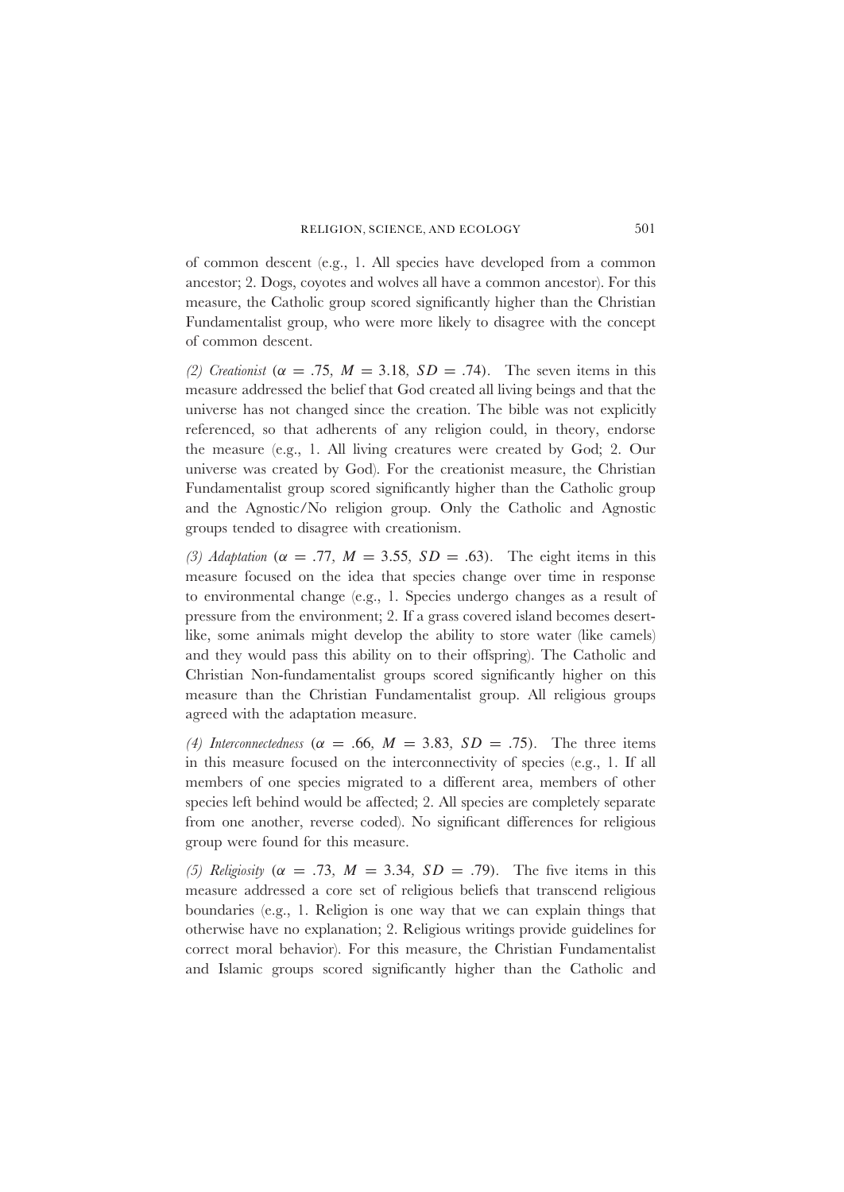of common descent (e.g., 1. All species have developed from a common ancestor; 2. Dogs, coyotes and wolves all have a common ancestor). For this measure, the Catholic group scored significantly higher than the Christian Fundamentalist group, who were more likely to disagree with the concept of common descent.

*(2) Creationist* ($\alpha = .75$, $M = 3.18$, $SD = .74$). The seven items in this measure addressed the belief that God created all living beings and that the universe has not changed since the creation. The bible was not explicitly referenced, so that adherents of any religion could, in theory, endorse the measure (e.g., 1. All living creatures were created by God; 2. Our universe was created by God). For the creationist measure, the Christian Fundamentalist group scored significantly higher than the Catholic group and the Agnostic/No religion group. Only the Catholic and Agnostic groups tended to disagree with creationism.

*(3) Adaptation* ($\alpha = .77$, $M = 3.55$, $SD = .63$). The eight items in this measure focused on the idea that species change over time in response to environmental change (e.g., 1. Species undergo changes as a result of pressure from the environment; 2. If a grass covered island becomes desert-like, some animals might develop the ability to store water (like camels) and they would pass this ability on to their offspring). The Catholic and Christian Non-fundamentalist groups scored significantly higher on this measure than the Christian Fundamentalist group. All religious groups agreed with the adaptation measure.

*(4) Interconnectedness* ($\alpha = .66$, $M = 3.83$, $SD = .75$). The three items in this measure focused on the interconnectivity of species (e.g., 1. If all members of one species migrated to a different area, members of other species left behind would be affected; 2. All species are completely separate from one another, reverse coded). No significant differences for religious group were found for this measure.

*(5) Religiosity* ($\alpha = .73$, $M = 3.34$, $SD = .79$). The five items in this measure addressed a core set of religious beliefs that transcend religious boundaries (e.g., 1. Religion is one way that we can explain things that otherwise have no explanation; 2. Religious writings provide guidelines for correct moral behavior). For this measure, the Christian Fundamentalist and Islamic groups scored significantly higher than the Catholic and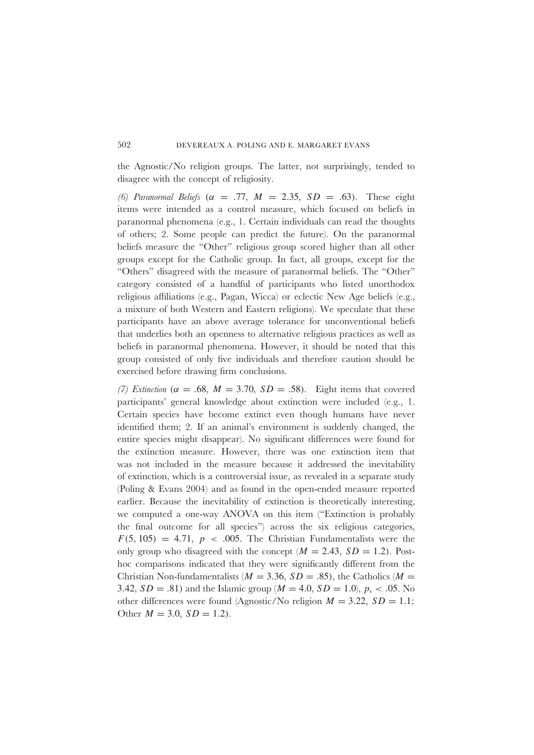the Agnostic/No religion groups. The latter, not surprisingly, tended to disagree with the concept of religiosity.

*(6) Paranormal Beliefs* ($\alpha = .77$, $M = 2.35$, $SD = .63$). These eight items were intended as a control measure, which focused on beliefs in paranormal phenomena (e.g., 1. Certain individuals can read the thoughts of others; 2. Some people can predict the future). On the paranormal beliefs measure the "Other" religious group scored higher than all other groups except for the Catholic group. In fact, all groups, except for the "Others" disagreed with the measure of paranormal beliefs. The "Other" category consisted of a handful of participants who listed unorthodox religious affiliations (e.g., Pagan, Wicca) or eclectic New Age beliefs (e.g., a mixture of both Western and Eastern religions). We speculate that these participants have an above average tolerance for unconventional beliefs that underlies both an openness to alternative religious practices as well as beliefs in paranormal phenomena. However, it should be noted that this group consisted of only five individuals and therefore caution should be exercised before drawing firm conclusions.

*(7) Extinction* ($\alpha = .68$, $M = 3.70$, $SD = .58$). Eight items that covered participants' general knowledge about extinction were included (e.g., 1. Certain species have become extinct even though humans have never identified them; 2. If an animal's environment is suddenly changed, the entire species might disappear). No significant differences were found for the extinction measure. However, there was one extinction item that was not included in the measure because it addressed the inevitability of extinction, which is a controversial issue, as revealed in a separate study (Poling & Evans 2004) and as found in the open-ended measure reported earlier. Because the inevitability of extinction is theoretically interesting, we computed a one-way ANOVA on this item ("Extinction is probably the final outcome for all species") across the six religious categories, $F(5, 105) = 4.71$, $p < .005$. The Christian Fundamentalists were the only group who disagreed with the concept ($M = 2.43$, $SD = 1.2$). Post-hoc comparisons indicated that they were significantly different from the Christian Non-fundamentalists ($M = 3.36$, $SD = .85$), the Catholics ($M = 3.42$, $SD = .81$) and the Islamic group ($M = 4.0$, $SD = 1.0$), $p_s < .05$. No other differences were found (Agnostic/No religion $M = 3.22$, $SD = 1.1$; Other $M = 3.0$, $SD = 1.2$).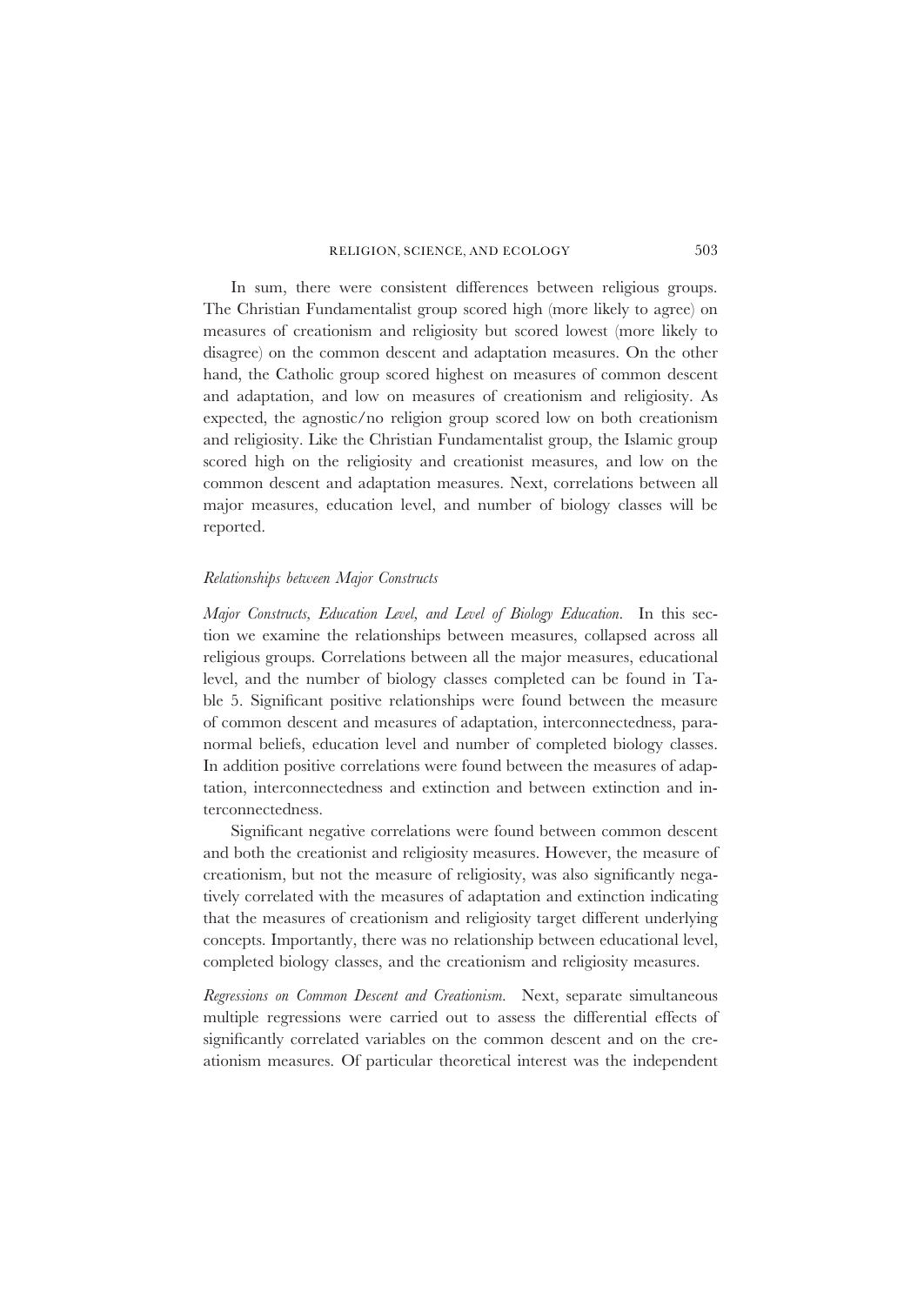In sum, there were consistent differences between religious groups. The Christian Fundamentalist group scored high (more likely to agree) on measures of creationism and religiosity but scored lowest (more likely to disagree) on the common descent and adaptation measures. On the other hand, the Catholic group scored highest on measures of common descent and adaptation, and low on measures of creationism and religiosity. As expected, the agnostic/no religion group scored low on both creationism and religiosity. Like the Christian Fundamentalist group, the Islamic group scored high on the religiosity and creationist measures, and low on the common descent and adaptation measures. Next, correlations between all major measures, education level, and number of biology classes will be reported.

### *Relationships between Major Constructs*

*Major Constructs, Education Level, and Level of Biology Education.* In this section we examine the relationships between measures, collapsed across all religious groups. Correlations between all the major measures, educational level, and the number of biology classes completed can be found in Table 5. Significant positive relationships were found between the measure of common descent and measures of adaptation, interconnectedness, paranormal beliefs, education level and number of completed biology classes. In addition positive correlations were found between the measures of adaptation, interconnectedness and extinction and between extinction and interconnectedness.

Significant negative correlations were found between common descent and both the creationist and religiosity measures. However, the measure of creationism, but not the measure of religiosity, was also significantly negatively correlated with the measures of adaptation and extinction indicating that the measures of creationism and religiosity target different underlying concepts. Importantly, there was no relationship between educational level, completed biology classes, and the creationism and religiosity measures.

*Regressions on Common Descent and Creationism.* Next, separate simultaneous multiple regressions were carried out to assess the differential effects of significantly correlated variables on the common descent and on the creationism measures. Of particular theoretical interest was the independent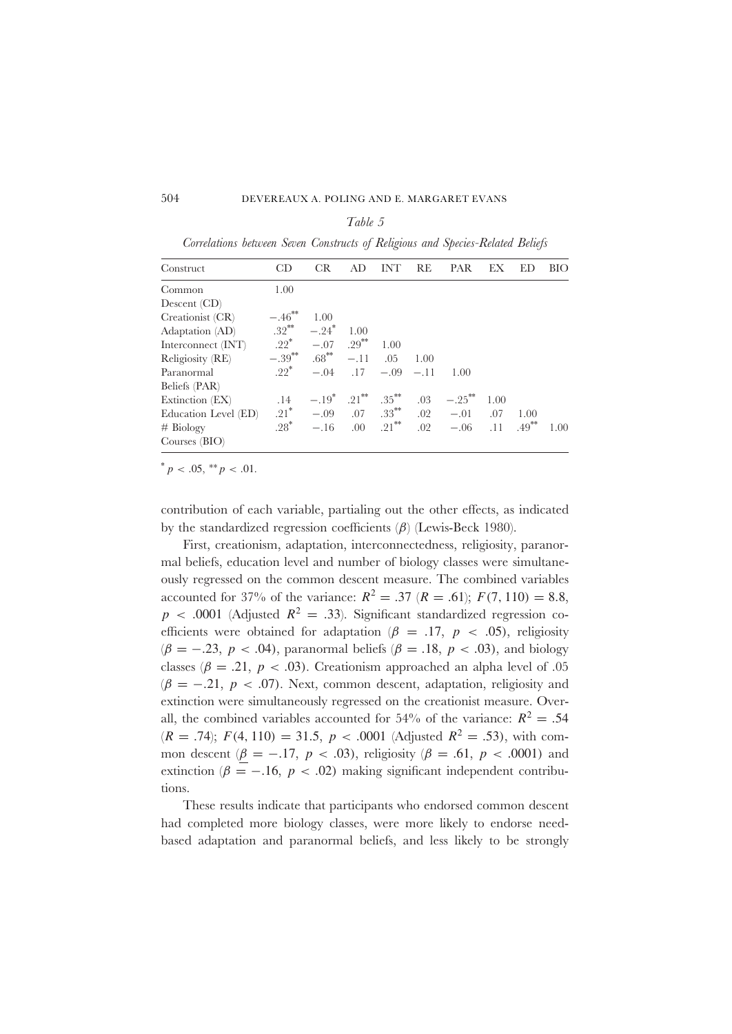*Table 5*

*Correlations between Seven Constructs of Religious and Species-Related Beliefs*

| Construct | CD | CR | AD | INT | RE | PAR | EX | ED | BIO |
|---|---|---|---|---|---|---|---|---|---|
| Common Descent (CD) | 1.00 | | | | | | | | |
| Creationist (CR) | $-.46^{**}$ | 1.00 | | | | | | | |
| Adaptation (AD) | $.32^{**}$ | $-.24^{*}$ | 1.00 | | | | | | |
| Interconnect (INT) | $.22^{*}$ | $-.07$ | $.29^{**}$ | 1.00 | | | | | |
| Religiosity (RE) | $-.39^{**}$ | $.68^{**}$ | $-.11$ | .05 | 1.00 | | | | |
| Paranormal Beliefs (PAR) | $.22^{*}$ | $-.04$ | .17 | $-.09$ | $-.11$ | 1.00 | | | |
| Extinction (EX) | .14 | $-.19^{*}$ | $.21^{**}$ | $.35^{**}$ | .03 | $-.25^{**}$ | 1.00 | | |
| Education Level (ED) | $.21^{*}$ | $-.09$ | .07 | $.33^{**}$ | .02 | $-.01$ | .07 | 1.00 | |
| # Biology Courses (BIO) | $.28^{*}$ | $-.16$ | .00 | $.21^{**}$ | .02 | $-.06$ | .11 | $.49^{**}$ | 1.00 |

$^{*}p < .05$, $^{**}p < .01$.

contribution of each variable, partialing out the other effects, as indicated by the standardized regression coefficients ($\beta$) (Lewis-Beck 1980).

First, creationism, adaptation, interconnectedness, religiosity, paranormal beliefs, education level and number of biology classes were simultaneously regressed on the common descent measure. The combined variables accounted for 37% of the variance: $R^2 = .37$ ($R = .61$); $F(7, 110) = 8.8$, $p < .0001$ (Adjusted $R^2 = .33$). Significant standardized regression coefficients were obtained for adaptation ($\beta = .17$, $p < .05$), religiosity ($\beta = -.23$, $p < .04$), paranormal beliefs ($\beta = .18$, $p < .03$), and biology classes ($\beta = .21$, $p < .03$). Creationism approached an alpha level of .05 ($\beta = -.21$, $p < .07$). Next, common descent, adaptation, religiosity and extinction were simultaneously regressed on the creationist measure. Overall, the combined variables accounted for 54% of the variance: $R^2 = .54$ ($R = .74$); $F(4, 110) = 31.5$, $p < .0001$ (Adjusted $R^2 = .53$), with common descent ($\beta = -.17$, $p < .03$), religiosity ($\beta = .61$, $p < .0001$) and extinction ($\beta = -.16$, $p < .02$) making significant independent contributions.

These results indicate that participants who endorsed common descent had completed more biology classes, were more likely to endorse need-based adaptation and paranormal beliefs, and less likely to be strongly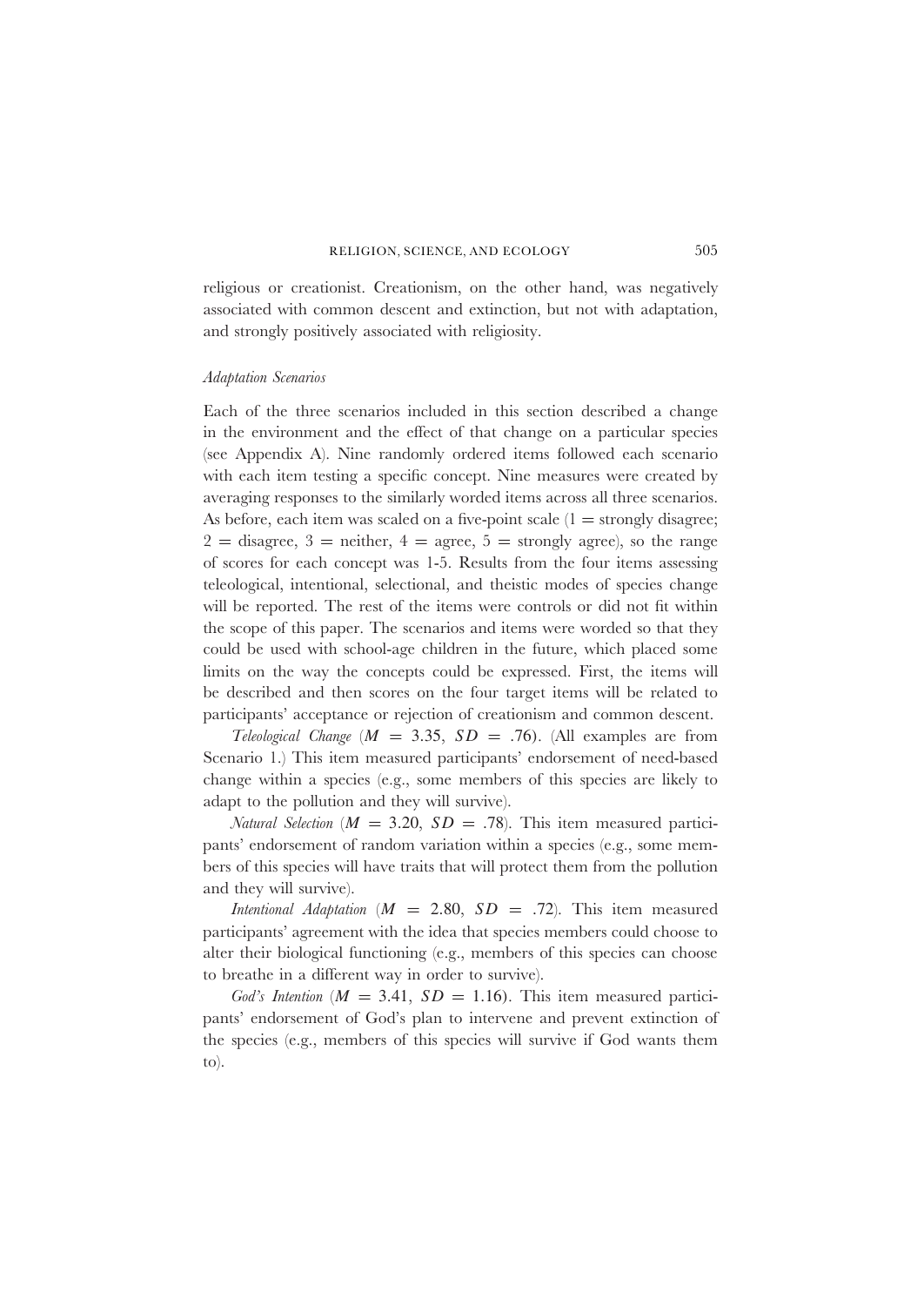religious or creationist. Creationism, on the other hand, was negatively associated with common descent and extinction, but not with adaptation, and strongly positively associated with religiosity.

### *Adaptation Scenarios*

Each of the three scenarios included in this section described a change in the environment and the effect of that change on a particular species (see Appendix A). Nine randomly ordered items followed each scenario with each item testing a specific concept. Nine measures were created by averaging responses to the similarly worded items across all three scenarios. As before, each item was scaled on a five-point scale (1 = strongly disagree; 2 = disagree, 3 = neither, 4 = agree, 5 = strongly agree), so the range of scores for each concept was 1-5. Results from the four items assessing teleological, intentional, selectional, and theistic modes of species change will be reported. The rest of the items were controls or did not fit within the scope of this paper. The scenarios and items were worded so that they could be used with school-age children in the future, which placed some limits on the way the concepts could be expressed. First, the items will be described and then scores on the four target items will be related to participants' acceptance or rejection of creationism and common descent.

*Teleological Change* ($M = 3.35$, $SD = .76$). (All examples are from Scenario 1.) This item measured participants' endorsement of need-based change within a species (e.g., some members of this species are likely to adapt to the pollution and they will survive).

*Natural Selection* ($M = 3.20$, $SD = .78$). This item measured participants' endorsement of random variation within a species (e.g., some members of this species will have traits that will protect them from the pollution and they will survive).

*Intentional Adaptation* ($M = 2.80$, $SD = .72$). This item measured participants' agreement with the idea that species members could choose to alter their biological functioning (e.g., members of this species can choose to breathe in a different way in order to survive).

*God's Intention* ($M = 3.41$, $SD = 1.16$). This item measured participants' endorsement of God's plan to intervene and prevent extinction of the species (e.g., members of this species will survive if God wants them to).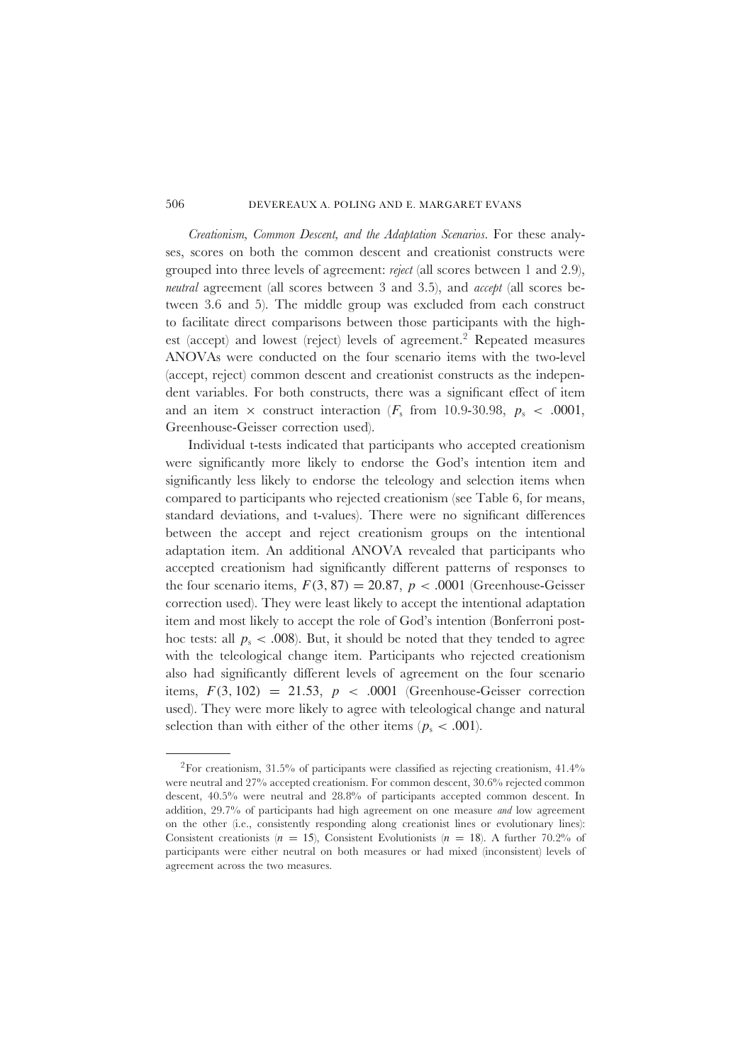*Creationism, Common Descent, and the Adaptation Scenarios*. For these analyses, scores on both the common descent and creationist constructs were grouped into three levels of agreement: *reject* (all scores between 1 and 2.9), *neutral* agreement (all scores between 3 and 3.5), and *accept* (all scores between 3.6 and 5). The middle group was excluded from each construct to facilitate direct comparisons between those participants with the highest (accept) and lowest (reject) levels of agreement.[2] Repeated measures ANOVAs were conducted on the four scenario items with the two-level (accept, reject) common descent and creationist constructs as the independent variables. For both constructs, there was a significant effect of item and an item $\times$ construct interaction ($F_s$ from 10.9-30.98, $p_s < .0001$, Greenhouse-Geisser correction used).

Individual t-tests indicated that participants who accepted creationism were significantly more likely to endorse the God's intention item and significantly less likely to endorse the teleology and selection items when compared to participants who rejected creationism (see Table 6, for means, standard deviations, and t-values). There were no significant differences between the accept and reject creationism groups on the intentional adaptation item. An additional ANOVA revealed that participants who accepted creationism had significantly different patterns of responses to the four scenario items, $F(3, 87) = 20.87$, $p < .0001$ (Greenhouse-Geisser correction used). They were least likely to accept the intentional adaptation item and most likely to accept the role of God's intention (Bonferroni post-hoc tests: all $p_s < .008$). But, it should be noted that they tended to agree with the teleological change item. Participants who rejected creationism also had significantly different levels of agreement on the four scenario items, $F(3, 102) = 21.53$, $p < .0001$ (Greenhouse-Geisser correction used). They were more likely to agree with teleological change and natural selection than with either of the other items ($p_s < .001$).

---

[2]For creationism, 31.5% of participants were classified as rejecting creationism, 41.4% were neutral and 27% accepted creationism. For common descent, 30.6% rejected common descent, 40.5% were neutral and 28.8% of participants accepted common descent. In addition, 29.7% of participants had high agreement on one measure *and* low agreement on the other (i.e., consistently responding along creationist lines or evolutionary lines): Consistent creationists ($n = 15$), Consistent Evolutionists ($n = 18$). A further 70.2% of participants were either neutral on both measures or had mixed (inconsistent) levels of agreement across the two measures.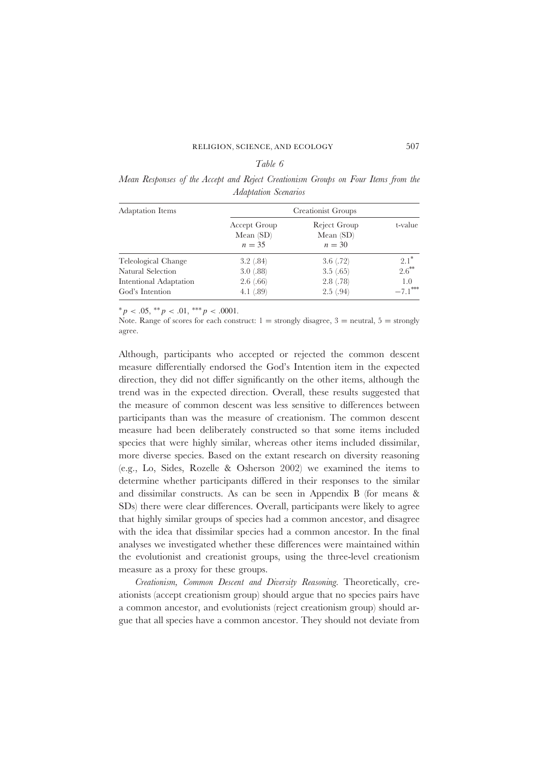*Table 6*

*Mean Responses of the Accept and Reject Creationism Groups on Four Items from the Adaptation Scenarios*

| Adaptation Items | Creationist Groups | | |
|---|---|---|---|
| | Accept Group Mean (SD) $n = 35$ | Reject Group Mean (SD) $n = 30$ | t-value |
| Teleological Change | 3.2 (.84) | 3.6 (.72) | $2.1^{*}$ |
| Natural Selection | 3.0 (.88) | 3.5 (.65) | $2.6^{**}$ |
| Intentional Adaptation | 2.6 (.66) | 2.8 (.78) | 1.0 |
| God's Intention | 4.1 (.89) | 2.5 (.94) | $-7.1^{***}$ |

$^{*}p < .05$, $^{**}p < .01$, $^{***}p < .0001$.

Note. Range of scores for each construct: 1 = strongly disagree, 3 = neutral, 5 = strongly agree.

Although, participants who accepted or rejected the common descent measure differentially endorsed the God's Intention item in the expected direction, they did not differ significantly on the other items, although the trend was in the expected direction. Overall, these results suggested that the measure of common descent was less sensitive to differences between participants than was the measure of creationism. The common descent measure had been deliberately constructed so that some items included species that were highly similar, whereas other items included dissimilar, more diverse species. Based on the extant research on diversity reasoning (e.g., Lo, Sides, Rozelle & Osherson 2002) we examined the items to determine whether participants differed in their responses to the similar and dissimilar constructs. As can be seen in Appendix B (for means & SDs) there were clear differences. Overall, participants were likely to agree that highly similar groups of species had a common ancestor, and disagree with the idea that dissimilar species had a common ancestor. In the final analyses we investigated whether these differences were maintained within the evolutionist and creationist groups, using the three-level creationism measure as a proxy for these groups.

*Creationism, Common Descent and Diversity Reasoning.* Theoretically, creationists (accept creationism group) should argue that no species pairs have a common ancestor, and evolutionists (reject creationism group) should argue that all species have a common ancestor. They should not deviate from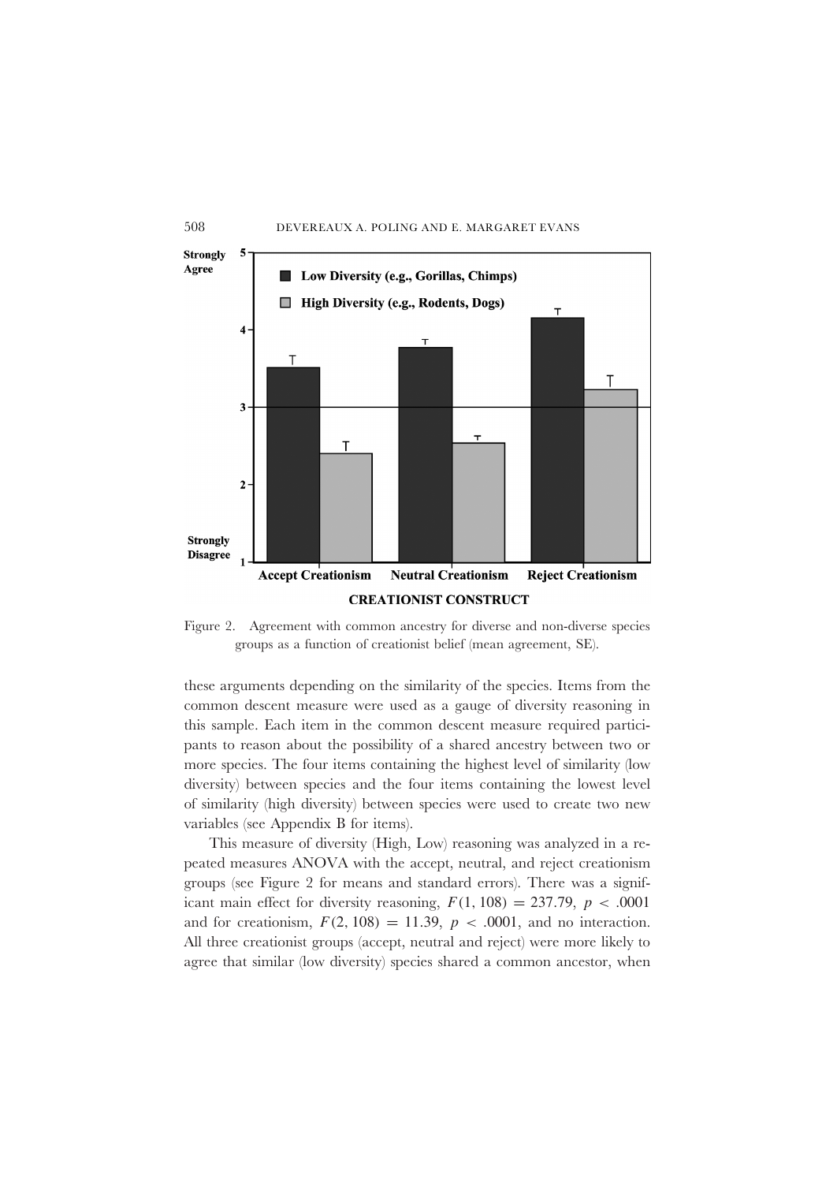Figure 2. Agreement with common ancestry for diverse and non-diverse species groups as a function of creationist belief (mean agreement, SE).

these arguments depending on the similarity of the species. Items from the common descent measure were used as a gauge of diversity reasoning in this sample. Each item in the common descent measure required participants to reason about the possibility of a shared ancestry between two or more species. The four items containing the highest level of similarity (low diversity) between species and the four items containing the lowest level of similarity (high diversity) between species were used to create two new variables (see Appendix B for items).

This measure of diversity (High, Low) reasoning was analyzed in a repeated measures ANOVA with the accept, neutral, and reject creationism groups (see Figure 2 for means and standard errors). There was a significant main effect for diversity reasoning, $F(1, 108) = 237.79$, $p < .0001$ and for creationism, $F(2, 108) = 11.39$, $p < .0001$, and no interaction. All three creationist groups (accept, neutral and reject) were more likely to agree that similar (low diversity) species shared a common ancestor, when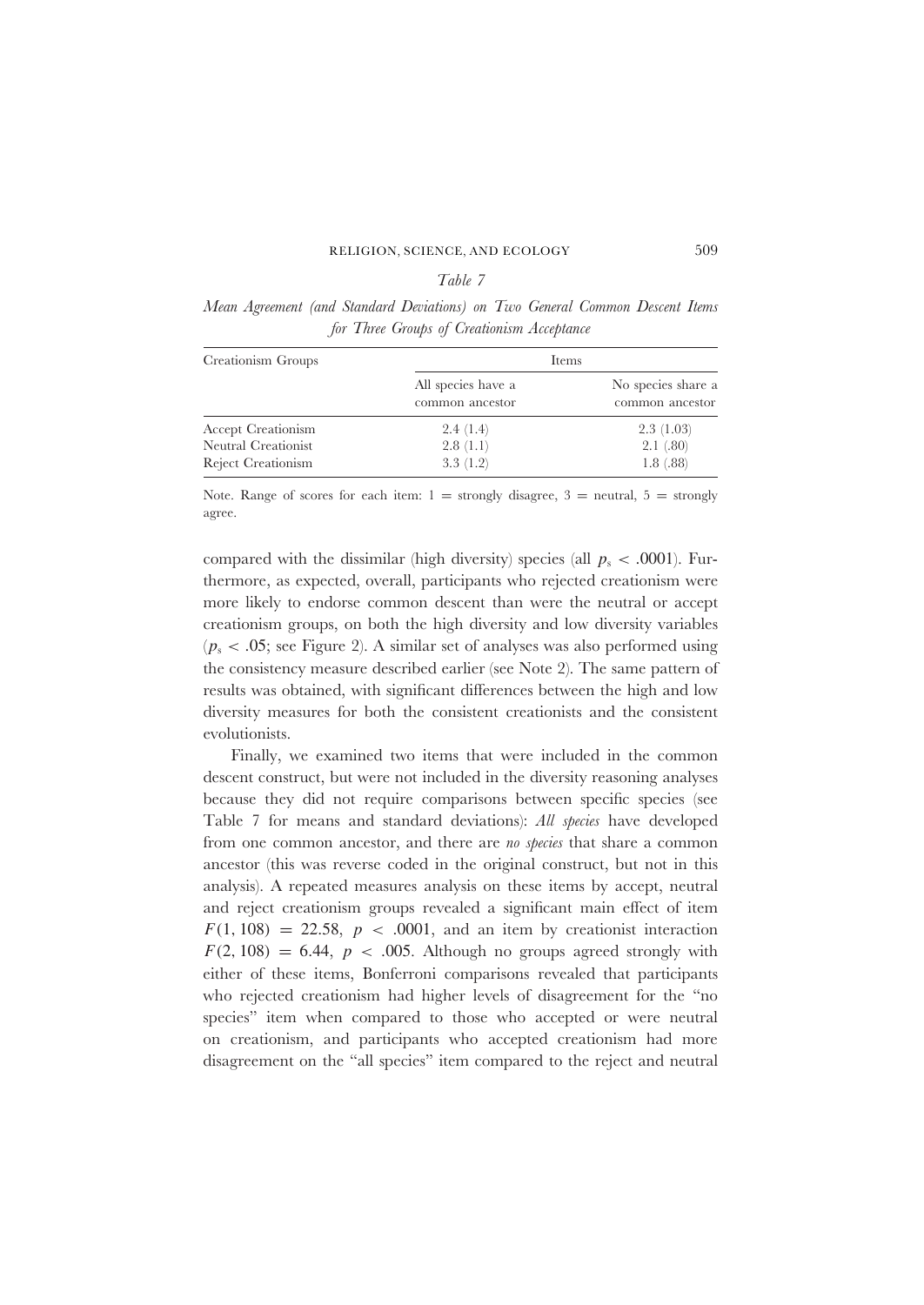*Table 7*

*Mean Agreement (and Standard Deviations) on Two General Common Descent Items for Three Groups of Creationism Acceptance*

| Creationism Groups | Items | |
|---|---|---|
| | All species have a common ancestor | No species share a common ancestor |
| Accept Creationism | 2.4 (1.4) | 2.3 (1.03) |
| Neutral Creationist | 2.8 (1.1) | 2.1 (.80) |
| Reject Creationism | 3.3 (1.2) | 1.8 (.88) |

Note. Range of scores for each item: 1 = strongly disagree, 3 = neutral, 5 = strongly agree.

compared with the dissimilar (high diversity) species (all $p_s < .0001$). Furthermore, as expected, overall, participants who rejected creationism were more likely to endorse common descent than were the neutral or accept creationism groups, on both the high diversity and low diversity variables ($p_s < .05$; see Figure 2). A similar set of analyses was also performed using the consistency measure described earlier (see Note 2). The same pattern of results was obtained, with significant differences between the high and low diversity measures for both the consistent creationists and the consistent evolutionists.

Finally, we examined two items that were included in the common descent construct, but were not included in the diversity reasoning analyses because they did not require comparisons between specific species (see Table 7 for means and standard deviations): *All species* have developed from one common ancestor, and there are *no species* that share a common ancestor (this was reverse coded in the original construct, but not in this analysis). A repeated measures analysis on these items by accept, neutral and reject creationism groups revealed a significant main effect of item $F(1, 108) = 22.58$, $p < .0001$, and an item by creationist interaction $F(2, 108) = 6.44$, $p < .005$. Although no groups agreed strongly with either of these items, Bonferroni comparisons revealed that participants who rejected creationism had higher levels of disagreement for the "no species" item when compared to those who accepted or were neutral on creationism, and participants who accepted creationism had more disagreement on the "all species" item compared to the reject and neutral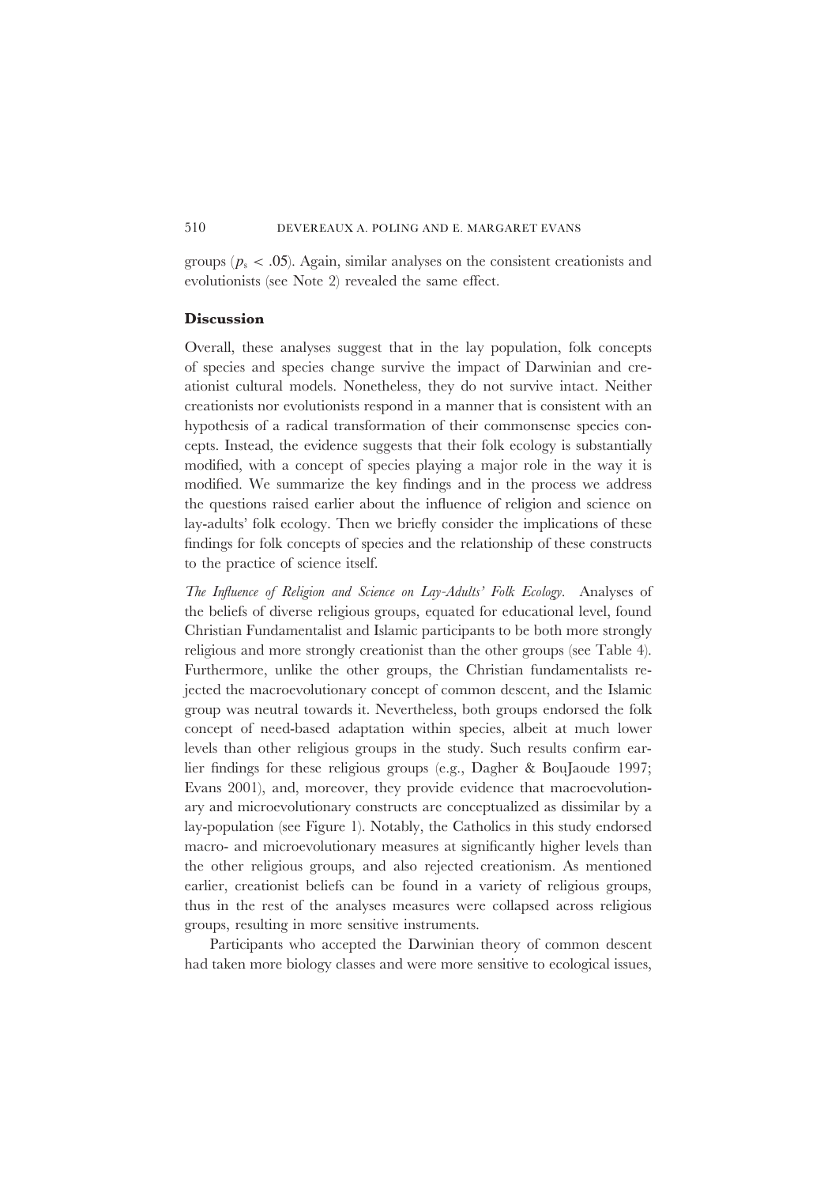groups ($p_s < .05$). Again, similar analyses on the consistent creationists and evolutionists (see Note 2) revealed the same effect.

### Discussion

Overall, these analyses suggest that in the lay population, folk concepts of species and species change survive the impact of Darwinian and creationist cultural models. Nonetheless, they do not survive intact. Neither creationists nor evolutionists respond in a manner that is consistent with an hypothesis of a radical transformation of their commonsense species concepts. Instead, the evidence suggests that their folk ecology is substantially modified, with a concept of species playing a major role in the way it is modified. We summarize the key findings and in the process we address the questions raised earlier about the influence of religion and science on lay-adults' folk ecology. Then we briefly consider the implications of these findings for folk concepts of species and the relationship of these constructs to the practice of science itself.

*The Influence of Religion and Science on Lay-Adults' Folk Ecology.* Analyses of the beliefs of diverse religious groups, equated for educational level, found Christian Fundamentalist and Islamic participants to be both more strongly religious and more strongly creationist than the other groups (see Table 4). Furthermore, unlike the other groups, the Christian fundamentalists rejected the macroevolutionary concept of common descent, and the Islamic group was neutral towards it. Nevertheless, both groups endorsed the folk concept of need-based adaptation within species, albeit at much lower levels than other religious groups in the study. Such results confirm earlier findings for these religious groups (e.g., Dagher & BouJaoude 1997; Evans 2001), and, moreover, they provide evidence that macroevolutionary and microevolutionary constructs are conceptualized as dissimilar by a lay-population (see Figure 1). Notably, the Catholics in this study endorsed macro- and microevolutionary measures at significantly higher levels than the other religious groups, and also rejected creationism. As mentioned earlier, creationist beliefs can be found in a variety of religious groups, thus in the rest of the analyses measures were collapsed across religious groups, resulting in more sensitive instruments.

Participants who accepted the Darwinian theory of common descent had taken more biology classes and were more sensitive to ecological issues,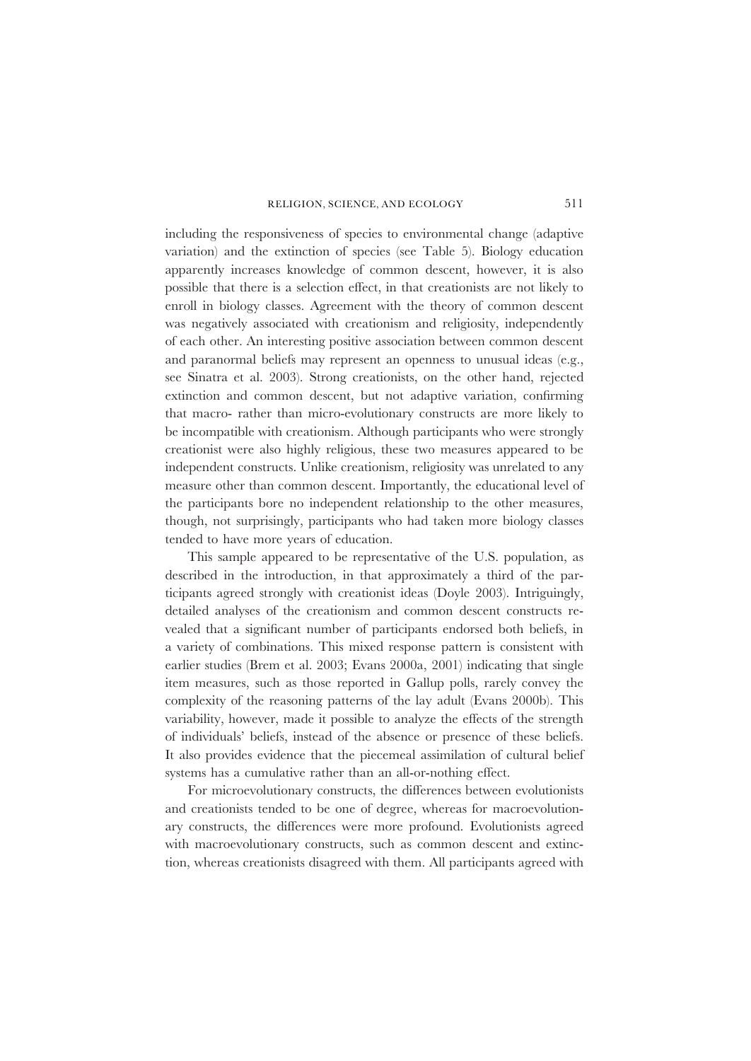including the responsiveness of species to environmental change (adaptive variation) and the extinction of species (see Table 5). Biology education apparently increases knowledge of common descent, however, it is also possible that there is a selection effect, in that creationists are not likely to enroll in biology classes. Agreement with the theory of common descent was negatively associated with creationism and religiosity, independently of each other. An interesting positive association between common descent and paranormal beliefs may represent an openness to unusual ideas (e.g., see Sinatra et al. 2003). Strong creationists, on the other hand, rejected extinction and common descent, but not adaptive variation, confirming that macro- rather than micro-evolutionary constructs are more likely to be incompatible with creationism. Although participants who were strongly creationist were also highly religious, these two measures appeared to be independent constructs. Unlike creationism, religiosity was unrelated to any measure other than common descent. Importantly, the educational level of the participants bore no independent relationship to the other measures, though, not surprisingly, participants who had taken more biology classes tended to have more years of education.

This sample appeared to be representative of the U.S. population, as described in the introduction, in that approximately a third of the participants agreed strongly with creationist ideas (Doyle 2003). Intriguingly, detailed analyses of the creationism and common descent constructs revealed that a significant number of participants endorsed both beliefs, in a variety of combinations. This mixed response pattern is consistent with earlier studies (Brem et al. 2003; Evans 2000a, 2001) indicating that single item measures, such as those reported in Gallup polls, rarely convey the complexity of the reasoning patterns of the lay adult (Evans 2000b). This variability, however, made it possible to analyze the effects of the strength of individuals' beliefs, instead of the absence or presence of these beliefs. It also provides evidence that the piecemeal assimilation of cultural belief systems has a cumulative rather than an all-or-nothing effect.

For microevolutionary constructs, the differences between evolutionists and creationists tended to be one of degree, whereas for macroevolutionary constructs, the differences were more profound. Evolutionists agreed with macroevolutionary constructs, such as common descent and extinction, whereas creationists disagreed with them. All participants agreed with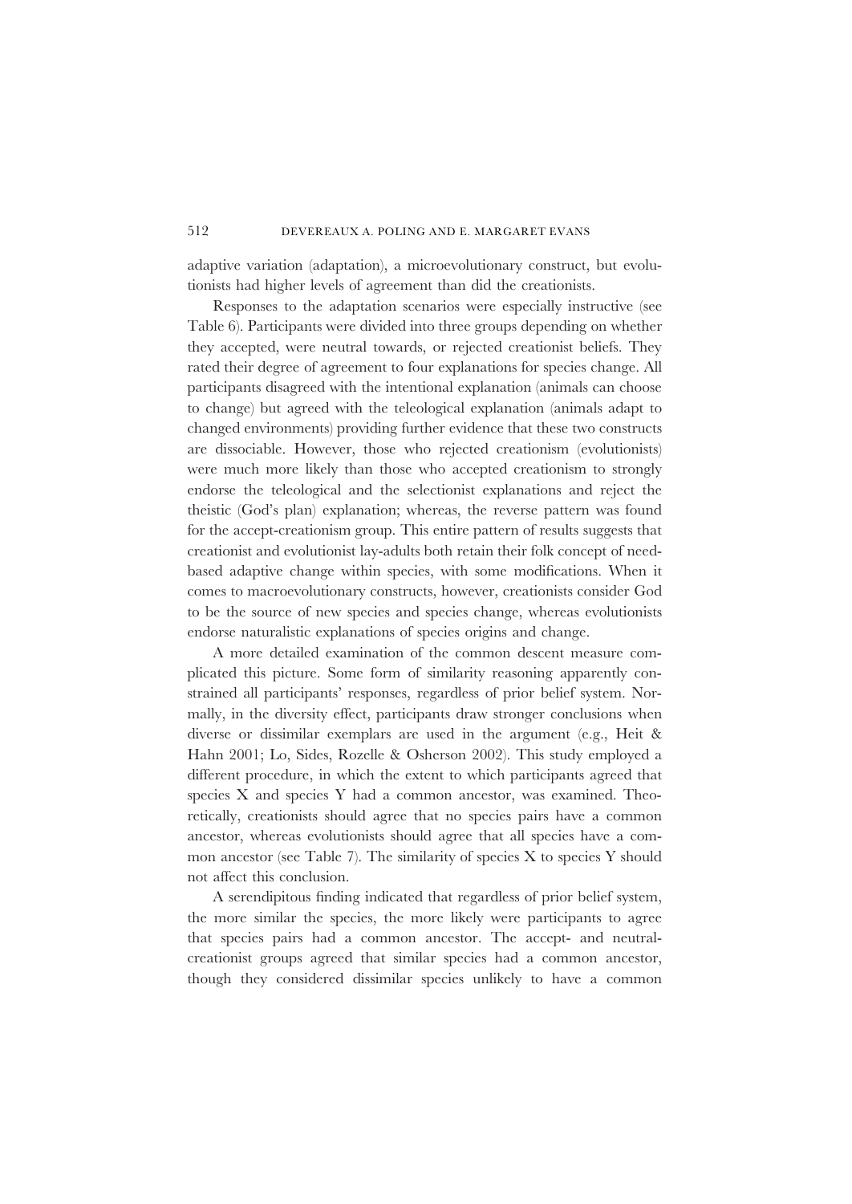adaptive variation (adaptation), a microevolutionary construct, but evolutionists had higher levels of agreement than did the creationists.

Responses to the adaptation scenarios were especially instructive (see Table 6). Participants were divided into three groups depending on whether they accepted, were neutral towards, or rejected creationist beliefs. They rated their degree of agreement to four explanations for species change. All participants disagreed with the intentional explanation (animals can choose to change) but agreed with the teleological explanation (animals adapt to changed environments) providing further evidence that these two constructs are dissociable. However, those who rejected creationism (evolutionists) were much more likely than those who accepted creationism to strongly endorse the teleological and the selectionist explanations and reject the theistic (God's plan) explanation; whereas, the reverse pattern was found for the accept-creationism group. This entire pattern of results suggests that creationist and evolutionist lay-adults both retain their folk concept of need-based adaptive change within species, with some modifications. When it comes to macroevolutionary constructs, however, creationists consider God to be the source of new species and species change, whereas evolutionists endorse naturalistic explanations of species origins and change.

A more detailed examination of the common descent measure complicated this picture. Some form of similarity reasoning apparently constrained all participants' responses, regardless of prior belief system. Normally, in the diversity effect, participants draw stronger conclusions when diverse or dissimilar exemplars are used in the argument (e.g., Heit & Hahn 2001; Lo, Sides, Rozelle & Osherson 2002). This study employed a different procedure, in which the extent to which participants agreed that species X and species Y had a common ancestor, was examined. Theoretically, creationists should agree that no species pairs have a common ancestor, whereas evolutionists should agree that all species have a common ancestor (see Table 7). The similarity of species X to species Y should not affect this conclusion.

A serendipitous finding indicated that regardless of prior belief system, the more similar the species, the more likely were participants to agree that species pairs had a common ancestor. The accept- and neutral-creationist groups agreed that similar species had a common ancestor, though they considered dissimilar species unlikely to have a common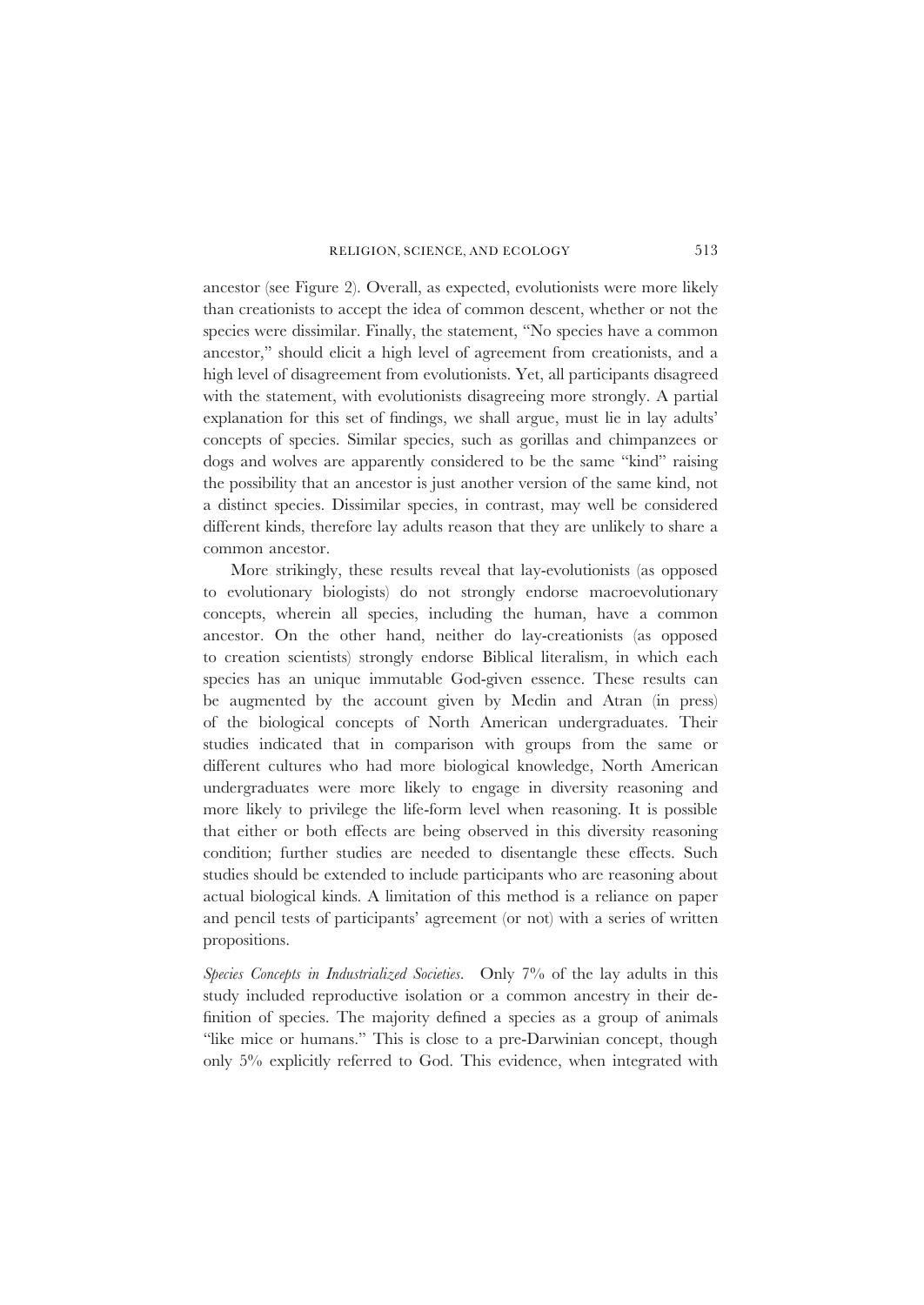ancestor (see Figure 2). Overall, as expected, evolutionists were more likely than creationists to accept the idea of common descent, whether or not the species were dissimilar. Finally, the statement, "No species have a common ancestor," should elicit a high level of agreement from creationists, and a high level of disagreement from evolutionists. Yet, all participants disagreed with the statement, with evolutionists disagreeing more strongly. A partial explanation for this set of findings, we shall argue, must lie in lay adults' concepts of species. Similar species, such as gorillas and chimpanzees or dogs and wolves are apparently considered to be the same "kind" raising the possibility that an ancestor is just another version of the same kind, not a distinct species. Dissimilar species, in contrast, may well be considered different kinds, therefore lay adults reason that they are unlikely to share a common ancestor.

More strikingly, these results reveal that lay-evolutionists (as opposed to evolutionary biologists) do not strongly endorse macroevolutionary concepts, wherein all species, including the human, have a common ancestor. On the other hand, neither do lay-creationists (as opposed to creation scientists) strongly endorse Biblical literalism, in which each species has an unique immutable God-given essence. These results can be augmented by the account given by Medin and Atran (in press) of the biological concepts of North American undergraduates. Their studies indicated that in comparison with groups from the same or different cultures who had more biological knowledge, North American undergraduates were more likely to engage in diversity reasoning and more likely to privilege the life-form level when reasoning. It is possible that either or both effects are being observed in this diversity reasoning condition; further studies are needed to disentangle these effects. Such studies should be extended to include participants who are reasoning about actual biological kinds. A limitation of this method is a reliance on paper and pencil tests of participants' agreement (or not) with a series of written propositions.

*Species Concepts in Industrialized Societies.* Only 7% of the lay adults in this study included reproductive isolation or a common ancestry in their definition of species. The majority defined a species as a group of animals "like mice or humans." This is close to a pre-Darwinian concept, though only 5% explicitly referred to God. This evidence, when integrated with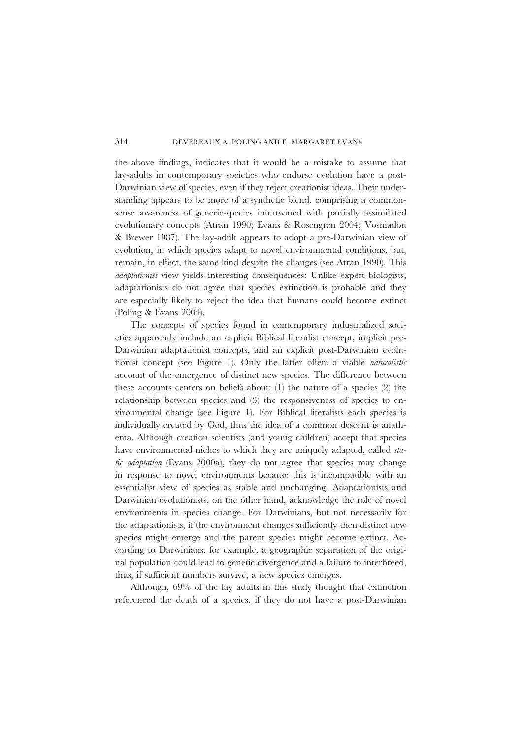the above findings, indicates that it would be a mistake to assume that lay-adults in contemporary societies who endorse evolution have a post-Darwinian view of species, even if they reject creationist ideas. Their understanding appears to be more of a synthetic blend, comprising a commonsense awareness of generic-species intertwined with partially assimilated evolutionary concepts (Atran 1990; Evans & Rosengren 2004; Vosniadou & Brewer 1987). The lay-adult appears to adopt a pre-Darwinian view of evolution, in which species adapt to novel environmental conditions, but, remain, in effect, the same kind despite the changes (see Atran 1990). This *adaptationist* view yields interesting consequences: Unlike expert biologists, adaptationists do not agree that species extinction is probable and they are especially likely to reject the idea that humans could become extinct (Poling & Evans 2004).

The concepts of species found in contemporary industrialized societies apparently include an explicit Biblical literalist concept, implicit pre-Darwinian adaptationist concepts, and an explicit post-Darwinian evolutionist concept (see Figure 1). Only the latter offers a viable *naturalistic* account of the emergence of distinct new species. The difference between these accounts centers on beliefs about: (1) the nature of a species (2) the relationship between species and (3) the responsiveness of species to environmental change (see Figure 1). For Biblical literalists each species is individually created by God, thus the idea of a common descent is anathema. Although creation scientists (and young children) accept that species have environmental niches to which they are uniquely adapted, called *static adaptation* (Evans 2000a), they do not agree that species may change in response to novel environments because this is incompatible with an essentialist view of species as stable and unchanging. Adaptationists and Darwinian evolutionists, on the other hand, acknowledge the role of novel environments in species change. For Darwinians, but not necessarily for the adaptationists, if the environment changes sufficiently then distinct new species might emerge and the parent species might become extinct. According to Darwinians, for example, a geographic separation of the original population could lead to genetic divergence and a failure to interbreed, thus, if sufficient numbers survive, a new species emerges.

Although, 69% of the lay adults in this study thought that extinction referenced the death of a species, if they do not have a post-Darwinian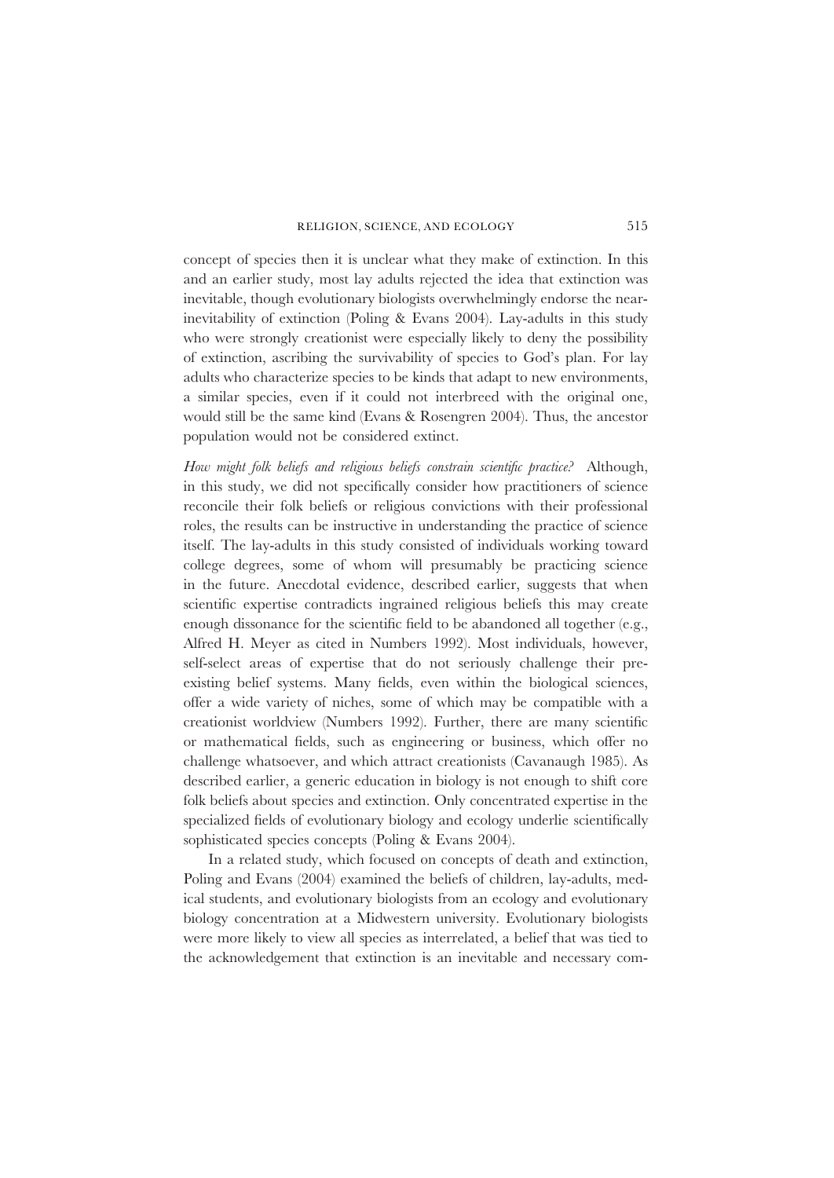concept of species then it is unclear what they make of extinction. In this and an earlier study, most lay adults rejected the idea that extinction was inevitable, though evolutionary biologists overwhelmingly endorse the near-inevitability of extinction (Poling & Evans 2004). Lay-adults in this study who were strongly creationist were especially likely to deny the possibility of extinction, ascribing the survivability of species to God's plan. For lay adults who characterize species to be kinds that adapt to new environments, a similar species, even if it could not interbreed with the original one, would still be the same kind (Evans & Rosengren 2004). Thus, the ancestor population would not be considered extinct.

*How might folk beliefs and religious beliefs constrain scientific practice?* Although, in this study, we did not specifically consider how practitioners of science reconcile their folk beliefs or religious convictions with their professional roles, the results can be instructive in understanding the practice of science itself. The lay-adults in this study consisted of individuals working toward college degrees, some of whom will presumably be practicing science in the future. Anecdotal evidence, described earlier, suggests that when scientific expertise contradicts ingrained religious beliefs this may create enough dissonance for the scientific field to be abandoned all together (e.g., Alfred H. Meyer as cited in Numbers 1992). Most individuals, however, self-select areas of expertise that do not seriously challenge their pre-existing belief systems. Many fields, even within the biological sciences, offer a wide variety of niches, some of which may be compatible with a creationist worldview (Numbers 1992). Further, there are many scientific or mathematical fields, such as engineering or business, which offer no challenge whatsoever, and which attract creationists (Cavanaugh 1985). As described earlier, a generic education in biology is not enough to shift core folk beliefs about species and extinction. Only concentrated expertise in the specialized fields of evolutionary biology and ecology underlie scientifically sophisticated species concepts (Poling & Evans 2004).

In a related study, which focused on concepts of death and extinction, Poling and Evans (2004) examined the beliefs of children, lay-adults, medical students, and evolutionary biologists from an ecology and evolutionary biology concentration at a Midwestern university. Evolutionary biologists were more likely to view all species as interrelated, a belief that was tied to the acknowledgement that extinction is an inevitable and necessary com-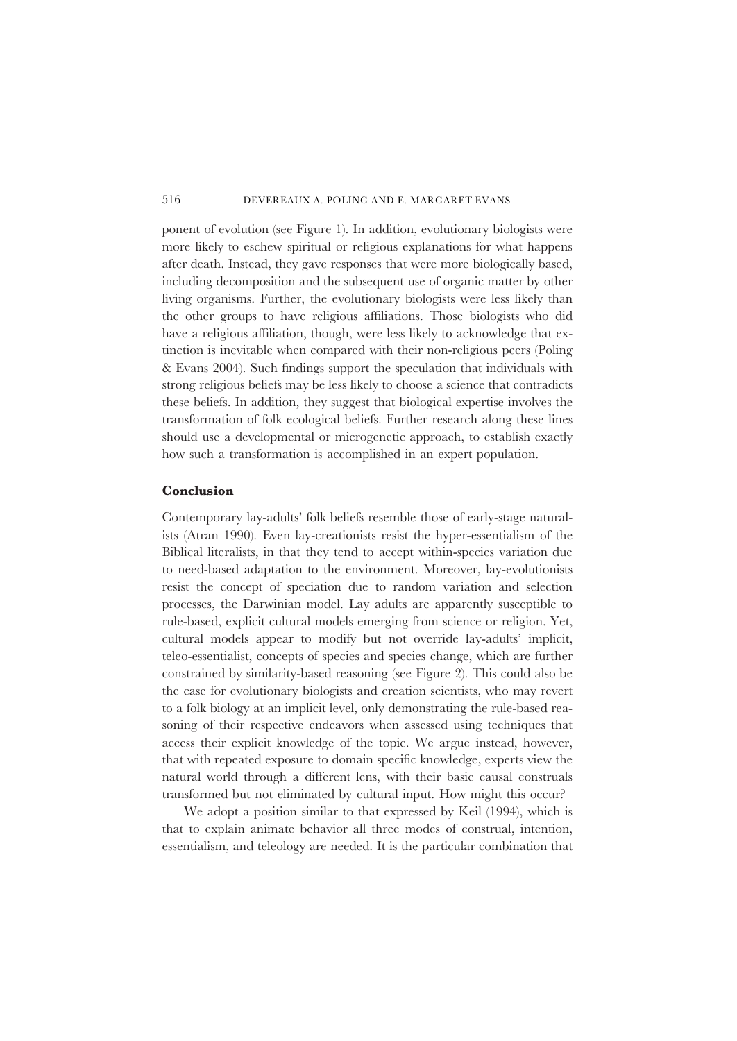ponent of evolution (see Figure 1). In addition, evolutionary biologists were more likely to eschew spiritual or religious explanations for what happens after death. Instead, they gave responses that were more biologically based, including decomposition and the subsequent use of organic matter by other living organisms. Further, the evolutionary biologists were less likely than the other groups to have religious affiliations. Those biologists who did have a religious affiliation, though, were less likely to acknowledge that extinction is inevitable when compared with their non-religious peers (Poling & Evans 2004). Such findings support the speculation that individuals with strong religious beliefs may be less likely to choose a science that contradicts these beliefs. In addition, they suggest that biological expertise involves the transformation of folk ecological beliefs. Further research along these lines should use a developmental or microgenetic approach, to establish exactly how such a transformation is accomplished in an expert population.

## Conclusion

Contemporary lay-adults' folk beliefs resemble those of early-stage naturalists (Atran 1990). Even lay-creationists resist the hyper-essentialism of the Biblical literalists, in that they tend to accept within-species variation due to need-based adaptation to the environment. Moreover, lay-evolutionists resist the concept of speciation due to random variation and selection processes, the Darwinian model. Lay adults are apparently susceptible to rule-based, explicit cultural models emerging from science or religion. Yet, cultural models appear to modify but not override lay-adults' implicit, teleo-essentialist, concepts of species and species change, which are further constrained by similarity-based reasoning (see Figure 2). This could also be the case for evolutionary biologists and creation scientists, who may revert to a folk biology at an implicit level, only demonstrating the rule-based reasoning of their respective endeavors when assessed using techniques that access their explicit knowledge of the topic. We argue instead, however, that with repeated exposure to domain specific knowledge, experts view the natural world through a different lens, with their basic causal construals transformed but not eliminated by cultural input. How might this occur?

We adopt a position similar to that expressed by Keil (1994), which is that to explain animate behavior all three modes of construal, intention, essentialism, and teleology are needed. It is the particular combination that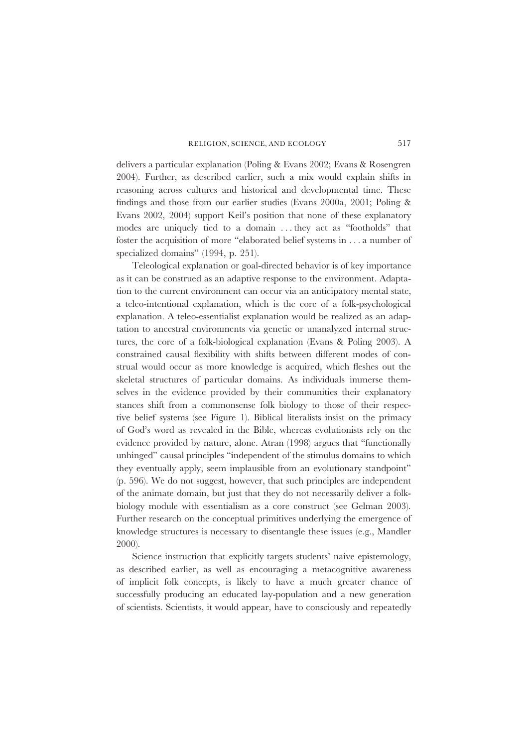delivers a particular explanation (Poling & Evans 2002; Evans & Rosengren 2004). Further, as described earlier, such a mix would explain shifts in reasoning across cultures and historical and developmental time. These findings and those from our earlier studies (Evans 2000a, 2001; Poling & Evans 2002, 2004) support Keil's position that none of these explanatory modes are uniquely tied to a domain . . . they act as "footholds" that foster the acquisition of more "elaborated belief systems in . . . a number of specialized domains" (1994, p. 251).

Teleological explanation or goal-directed behavior is of key importance as it can be construed as an adaptive response to the environment. Adaptation to the current environment can occur via an anticipatory mental state, a teleo-intentional explanation, which is the core of a folk-psychological explanation. A teleo-essentialist explanation would be realized as an adaptation to ancestral environments via genetic or unanalyzed internal structures, the core of a folk-biological explanation (Evans & Poling 2003). A constrained causal flexibility with shifts between different modes of construal would occur as more knowledge is acquired, which fleshes out the skeletal structures of particular domains. As individuals immerse themselves in the evidence provided by their communities their explanatory stances shift from a commonsense folk biology to those of their respective belief systems (see Figure 1). Biblical literalists insist on the primacy of God's word as revealed in the Bible, whereas evolutionists rely on the evidence provided by nature, alone. Atran (1998) argues that "functionally unhinged" causal principles "independent of the stimulus domains to which they eventually apply, seem implausible from an evolutionary standpoint" (p. 596). We do not suggest, however, that such principles are independent of the animate domain, but just that they do not necessarily deliver a folk-biology module with essentialism as a core construct (see Gelman 2003). Further research on the conceptual primitives underlying the emergence of knowledge structures is necessary to disentangle these issues (e.g., Mandler 2000).

Science instruction that explicitly targets students' naive epistemology, as described earlier, as well as encouraging a metacognitive awareness of implicit folk concepts, is likely to have a much greater chance of successfully producing an educated lay-population and a new generation of scientists. Scientists, it would appear, have to consciously and repeatedly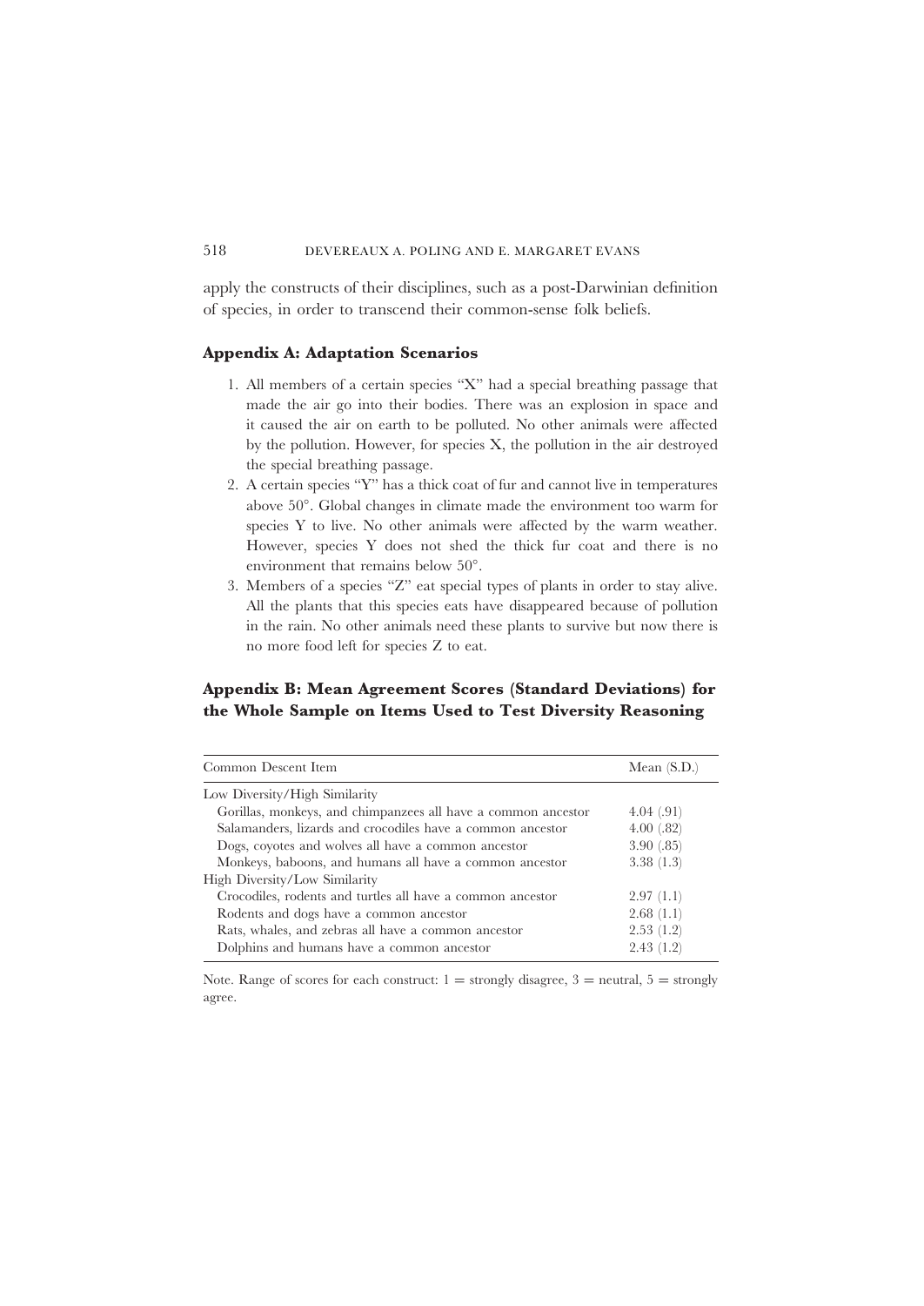apply the constructs of their disciplines, such as a post-Darwinian definition of species, in order to transcend their common-sense folk beliefs.

## Appendix A: Adaptation Scenarios

1. All members of a certain species "X" had a special breathing passage that made the air go into their bodies. There was an explosion in space and it caused the air on earth to be polluted. No other animals were affected by the pollution. However, for species X, the pollution in the air destroyed the special breathing passage.
2. A certain species "Y" has a thick coat of fur and cannot live in temperatures above 50°. Global changes in climate made the environment too warm for species Y to live. No other animals were affected by the warm weather. However, species Y does not shed the thick fur coat and there is no environment that remains below 50°.
3. Members of a species "Z" eat special types of plants in order to stay alive. All the plants that this species eats have disappeared because of pollution in the rain. No other animals need these plants to survive but now there is no more food left for species Z to eat.

## Appendix B: Mean Agreement Scores (Standard Deviations) for the Whole Sample on Items Used to Test Diversity Reasoning

| Common Descent Item | Mean (S.D.) |
|---|---|
| Low Diversity/High Similarity | |
| Gorillas, monkeys, and chimpanzees all have a common ancestor | 4.04 (.91) |
| Salamanders, lizards and crocodiles have a common ancestor | 4.00 (.82) |
| Dogs, coyotes and wolves all have a common ancestor | 3.90 (.85) |
| Monkeys, baboons, and humans all have a common ancestor | 3.38 (1.3) |
| High Diversity/Low Similarity | |
| Crocodiles, rodents and turtles all have a common ancestor | 2.97 (1.1) |
| Rodents and dogs have a common ancestor | 2.68 (1.1) |
| Rats, whales, and zebras all have a common ancestor | 2.53 (1.2) |
| Dolphins and humans have a common ancestor | 2.43 (1.2) |

Note. Range of scores for each construct: 1 = strongly disagree, 3 = neutral, 5 = strongly agree.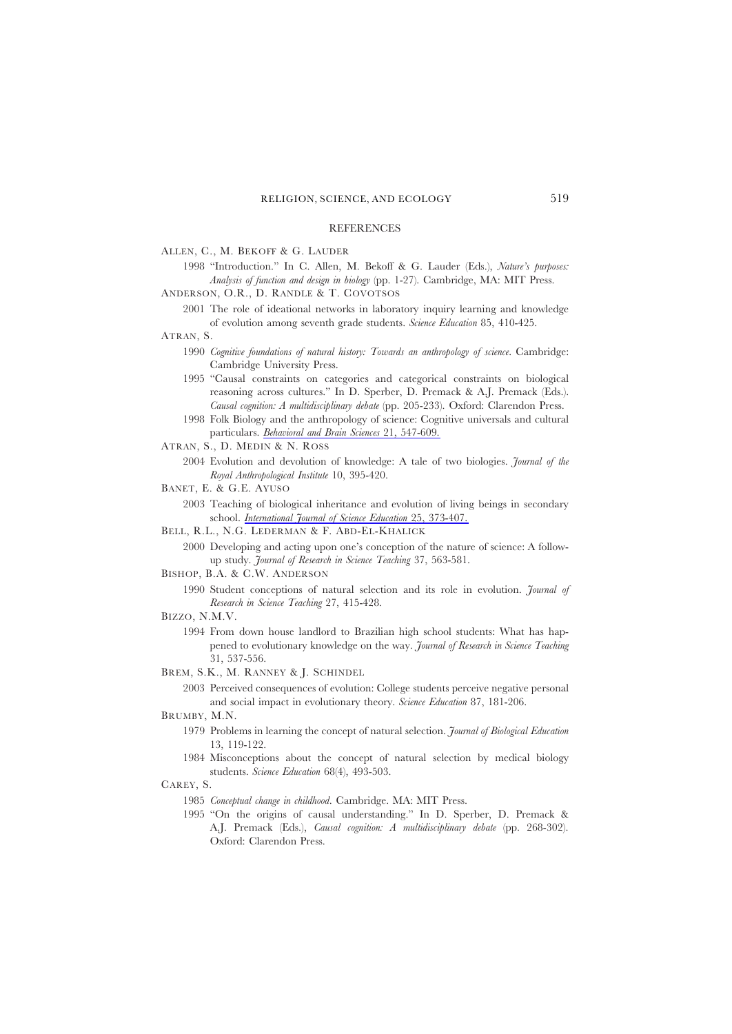## REFERENCES

ALLEN, C., M. BEKOFF & G. LAUDER

1998 "Introduction." In C. Allen, M. Bekoff & G. Lauder (Eds.), *Nature's purposes: Analysis of function and design in biology* (pp. 1-27). Cambridge, MA: MIT Press.

ANDERSON, O.R., D. RANDLE & T. COVOTSOS

2001 The role of ideational networks in laboratory inquiry learning and knowledge of evolution among seventh grade students. *Science Education* 85, 410-425.

ATRAN, S.

1990 *Cognitive foundations of natural history: Towards an anthropology of science*. Cambridge: Cambridge University Press.

1995 "Causal constraints on categories and categorical constraints on biological reasoning across cultures." In D. Sperber, D. Premack & A.J. Premack (Eds.). *Causal cognition: A multidisciplinary debate* (pp. 205-233). Oxford: Clarendon Press.

1998 Folk Biology and the anthropology of science: Cognitive universals and cultural particulars. *Behavioral and Brain Sciences* 21, 547-609.

ATRAN, S., D. MEDIN & N. ROSS

2004 Evolution and devolution of knowledge: A tale of two biologies. *Journal of the Royal Anthropological Institute* 10, 395-420.

BANET, E. & G.E. AYUSO

2003 Teaching of biological inheritance and evolution of living beings in secondary school. *International Journal of Science Education* 25, 373-407.

BELL, R.L., N.G. LEDERMAN & F. ABD-EL-KHALICK

2000 Developing and acting upon one's conception of the nature of science: A follow-up study. *Journal of Research in Science Teaching* 37, 563-581.

BISHOP, B.A. & C.W. ANDERSON

1990 Student conceptions of natural selection and its role in evolution. *Journal of Research in Science Teaching* 27, 415-428.

BIZZO, N.M.V.

1994 From down house landlord to Brazilian high school students: What has happened to evolutionary knowledge on the way. *Journal of Research in Science Teaching* 31, 537-556.

BREM, S.K., M. RANNEY & J. SCHINDEL

2003 Perceived consequences of evolution: College students perceive negative personal and social impact in evolutionary theory. *Science Education* 87, 181-206.

BRUMBY, M.N.

1979 Problems in learning the concept of natural selection. *Journal of Biological Education* 13, 119-122.

1984 Misconceptions about the concept of natural selection by medical biology students. *Science Education* 68(4), 493-503.

CAREY, S.

1985 *Conceptual change in childhood*. Cambridge. MA: MIT Press.

1995 "On the origins of causal understanding." In D. Sperber, D. Premack & A.J. Premack (Eds.), *Causal cognition: A multidisciplinary debate* (pp. 268-302). Oxford: Clarendon Press.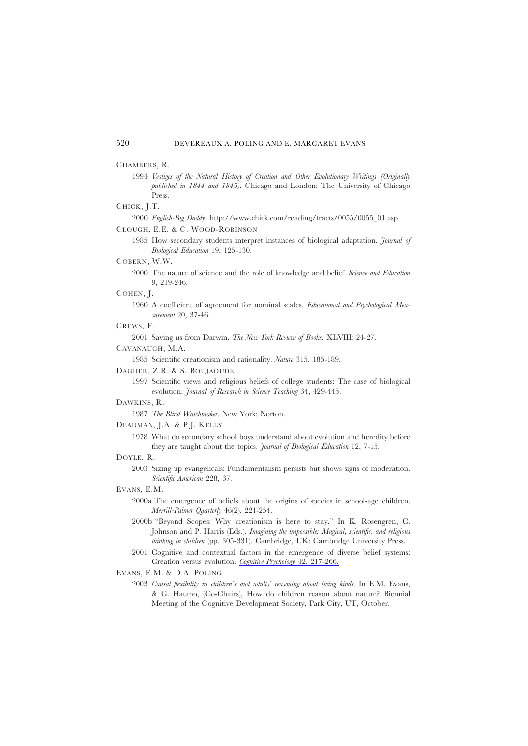CHAMBERS, R.

1994 *Vestiges of the Natural History of Creation and Other Evolutionary Writings (Originally published in 1844 and 1845)*. Chicago and London: The University of Chicago Press.

CHICK, J.T.

2000 *English-Big Daddy*. http://www.chick.com/reading/tracts/0055/0055_01.asp

CLOUGH, E.E. & C. WOOD-ROBINSON

1985 How secondary students interpret instances of biological adaptation. *Journal of Biological Education* 19, 125-130.

COBERN, W.W.

2000 The nature of science and the role of knowledge and belief. *Science and Education* 9, 219-246.

COHEN, J.

1960 A coefficient of agreement for nominal scales. *Educational and Psychological Measurement* 20, 37-46.

CREWS, F.

2001 Saving us from Darwin. *The New York Review of Books*. XLVIII: 24-27.

CAVANAUGH, M.A.

1985 Scientific creationism and rationality. *Nature* 315, 185-189.

DAGHER, Z.R. & S. BOUJAOUDE

1997 Scientific views and religious beliefs of college students: The case of biological evolution. *Journal of Research in Science Teaching* 34, 429-445.

DAWKINS, R.

1987 *The Blind Watchmaker*. New York: Norton.

DEADMAN, J.A. & P.J. KELLY

1978 What do secondary school boys understand about evolution and heredity before they are taught about the topics. *Journal of Biological Education* 12, 7-15.

DOYLE, R.

2003 Sizing up evangelicals: Fundamentalism persists but shows signs of moderation. *Scientific American* 228, 37.

EVANS, E.M.

2000a The emergence of beliefs about the origins of species in school-age children. *Merrill-Palmer Quarterly* 46(2), 221-254.

2000b "Beyond Scopes: Why creationism is here to stay." In K. Rosengren, C. Johnson and P. Harris (Eds.), *Imagining the impossible: Magical, scientific, and religious thinking in children* (pp. 305-331). Cambridge, UK: Cambridge University Press.

2001 Cognitive and contextual factors in the emergence of diverse belief systems: Creation versus evolution. *Cognitive Psychology* 42, 217-266.

EVANS, E.M. & D.A. POLING

2003 *Causal flexibility in children's and adults' reasoning about living kinds*. In E.M. Evans, & G. Hatano, (Co-Chairs), How do children reason about nature? Biennial Meeting of the Cognitive Development Society, Park City, UT, October.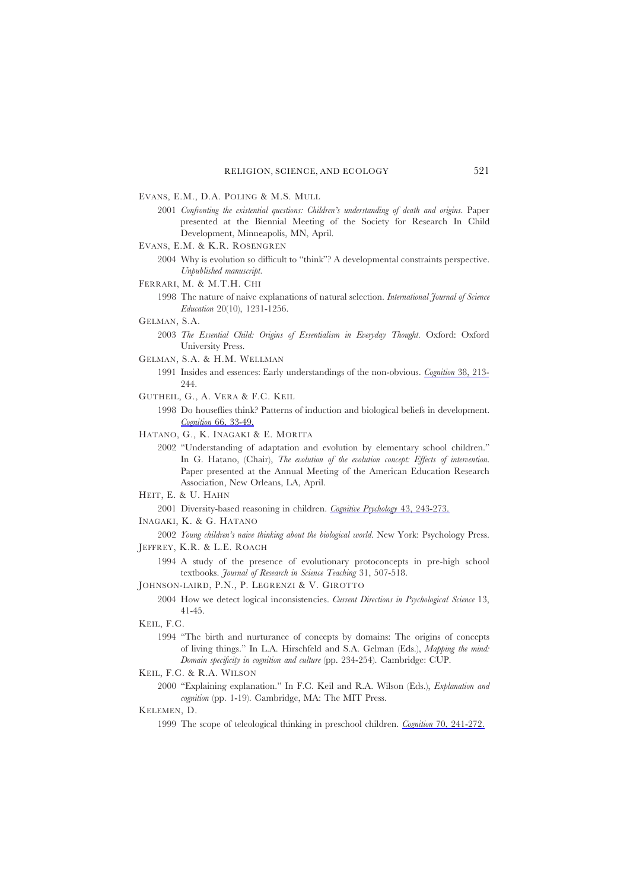EVANS, E.M., D.A. POLING & M.S. MULL

2001 *Confronting the existential questions: Children's understanding of death and origins*. Paper presented at the Biennial Meeting of the Society for Research In Child Development, Minneapolis, MN, April.

EVANS, E.M. & K.R. ROSENGREN

2004 Why is evolution so difficult to "think"? A developmental constraints perspective. *Unpublished manuscript*.

FERRARI, M. & M.T.H. CHI

1998 The nature of naive explanations of natural selection. *International Journal of Science Education* 20(10), 1231-1256.

GELMAN, S.A.

2003 *The Essential Child: Origins of Essentialism in Everyday Thought*. Oxford: Oxford University Press.

GELMAN, S.A. & H.M. WELLMAN

1991 Insides and essences: Early understandings of the non-obvious. *Cognition* 38, 213-244.

GUTHEIL, G., A. VERA & F.C. KEIL

1998 Do houseflies think? Patterns of induction and biological beliefs in development. *Cognition* 66, 33-49.

HATANO, G., K. INAGAKI & E. MORITA

2002 "Understanding of adaptation and evolution by elementary school children." In G. Hatano, (Chair), *The evolution of the evolution concept: Effects of intervention*. Paper presented at the Annual Meeting of the American Education Research Association, New Orleans, LA, April.

HEIT, E. & U. HAHN

2001 Diversity-based reasoning in children. *Cognitive Psychology* 43, 243-273.

INAGAKI, K. & G. HATANO

2002 *Young children's naive thinking about the biological world*. New York: Psychology Press.

JEFFREY, K.R. & L.E. ROACH

1994 A study of the presence of evolutionary protoconcepts in pre-high school textbooks. *Journal of Research in Science Teaching* 31, 507-518.

JOHNSON-LAIRD, P.N., P. LEGRENZI & V. GIROTTO

2004 How we detect logical inconsistencies. *Current Directions in Psychological Science* 13, 41-45.

KEIL, F.C.

1994 "The birth and nurturance of concepts by domains: The origins of concepts of living things." In L.A. Hirschfeld and S.A. Gelman (Eds.), *Mapping the mind: Domain specificity in cognition and culture* (pp. 234-254). Cambridge: CUP.

KEIL, F.C. & R.A. WILSON

2000 "Explaining explanation." In F.C. Keil and R.A. Wilson (Eds.), *Explanation and cognition* (pp. 1-19). Cambridge, MA: The MIT Press.

KELEMEN, D.

1999 The scope of teleological thinking in preschool children. *Cognition* 70, 241-272.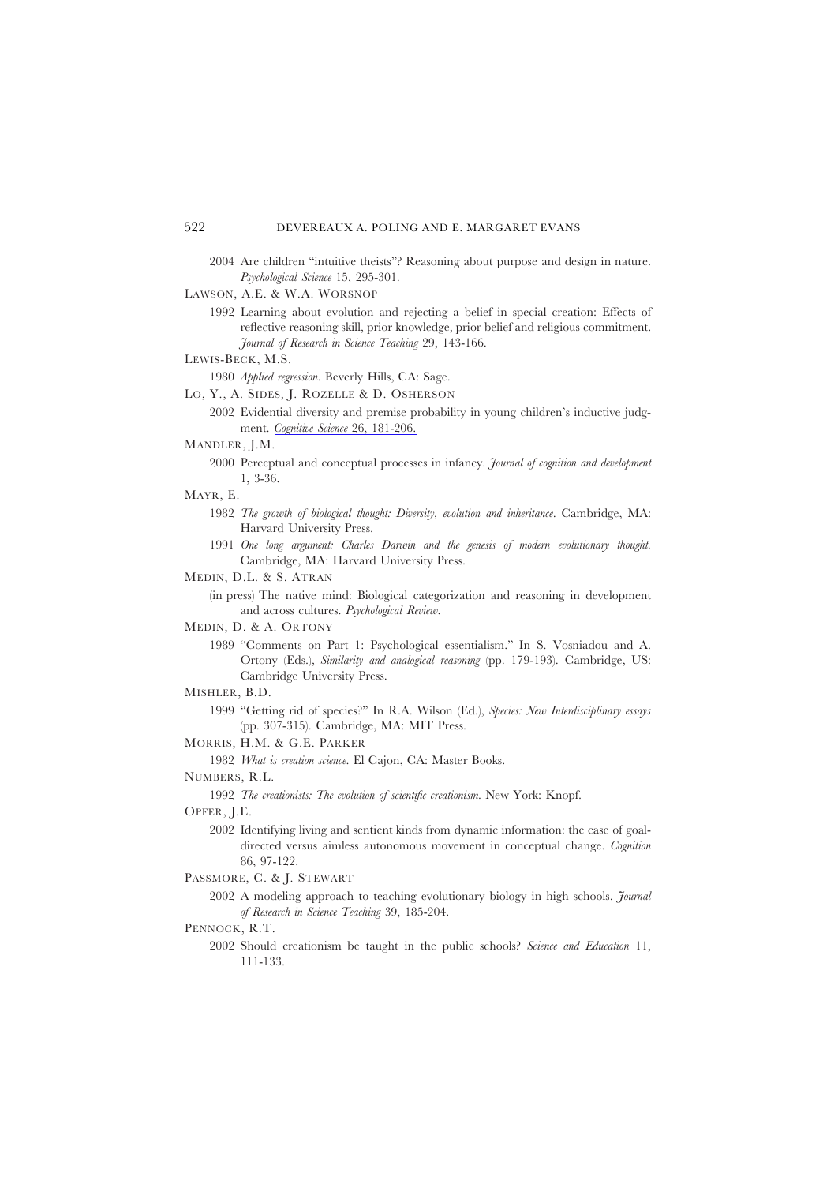2004 Are children "intuitive theists"? Reasoning about purpose and design in nature. *Psychological Science* 15, 295-301.

LAWSON, A.E. & W.A. WORSNOP

1992 Learning about evolution and rejecting a belief in special creation: Effects of reflective reasoning skill, prior knowledge, prior belief and religious commitment. *Journal of Research in Science Teaching* 29, 143-166.

LEWIS-BECK, M.S.

1980 *Applied regression*. Beverly Hills, CA: Sage.

LO, Y., A. SIDES, J. ROZELLE & D. OSHERSON

2002 Evidential diversity and premise probability in young children's inductive judgment. *Cognitive Science* 26, 181-206.

MANDLER, J.M.

2000 Perceptual and conceptual processes in infancy. *Journal of cognition and development* 1, 3-36.

MAYR, E.

1982 *The growth of biological thought: Diversity, evolution and inheritance*. Cambridge, MA: Harvard University Press.

1991 *One long argument: Charles Darwin and the genesis of modern evolutionary thought*. Cambridge, MA: Harvard University Press.

MEDIN, D.L. & S. ATRAN

(in press) The native mind: Biological categorization and reasoning in development and across cultures. *Psychological Review*.

MEDIN, D. & A. ORTONY

1989 "Comments on Part 1: Psychological essentialism." In S. Vosniadou and A. Ortony (Eds.), *Similarity and analogical reasoning* (pp. 179-193). Cambridge, US: Cambridge University Press.

MISHLER, B.D.

1999 "Getting rid of species?" In R.A. Wilson (Ed.), *Species: New Interdisciplinary essays* (pp. 307-315). Cambridge, MA: MIT Press.

MORRIS, H.M. & G.E. PARKER

1982 *What is creation science*. El Cajon, CA: Master Books.

NUMBERS, R.L.

1992 *The creationists: The evolution of scientific creationism*. New York: Knopf.

OPFER, J.E.

2002 Identifying living and sentient kinds from dynamic information: the case of goal-directed versus aimless autonomous movement in conceptual change. *Cognition* 86, 97-122.

PASSMORE, C. & J. STEWART

2002 A modeling approach to teaching evolutionary biology in high schools. *Journal of Research in Science Teaching* 39, 185-204.

PENNOCK, R.T.

2002 Should creationism be taught in the public schools? *Science and Education* 11, 111-133.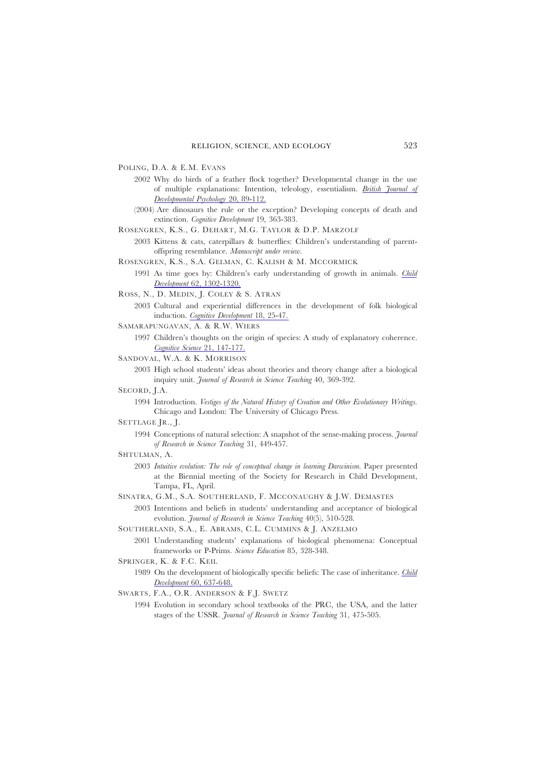POLING, D.A. & E.M. EVANS

2002 Why do birds of a feather flock together? Developmental change in the use of multiple explanations: Intention, teleology, essentialism. *British Journal of Developmental Psychology* 20, 89-112.

(2004) Are dinosaurs the rule or the exception? Developing concepts of death and extinction. *Cognitive Development* 19, 363-383.

ROSENGREN, K.S., G. DEHART, M.G. TAYLOR & D.P. MARZOLF

2003 Kittens & cats, caterpillars & butterflies: Children's understanding of parent-offspring resemblance. *Manuscript under review.*

ROSENGREN, K.S., S.A. GELMAN, C. KALISH & M. MCCORMICK

1991 As time goes by: Children's early understanding of growth in animals. *Child Development* 62, 1302-1320.

ROSS, N., D. MEDIN, J. COLEY & S. ATRAN

2003 Cultural and experiential differences in the development of folk biological induction. *Cognitive Development* 18, 25-47.

SAMARAPUNGAVAN, A. & R.W. WIERS

1997 Children's thoughts on the origin of species: A study of explanatory coherence. *Cognitive Science* 21, 147-177.

SANDOVAL, W.A. & K. MORRISON

2003 High school students' ideas about theories and theory change after a biological inquiry unit. *Journal of Research in Science Teaching* 40, 369-392.

SECORD, J.A.

1994 Introduction. *Vestiges of the Natural History of Creation and Other Evolutionary Writings.* Chicago and London: The University of Chicago Press.

SETTLAGE JR., J.

1994 Conceptions of natural selection: A snapshot of the sense-making process. *Journal of Research in Science Teaching* 31, 449-457.

SHTULMAN, A.

2003 *Intuitive evolution: The role of conceptual change in learning Darwinism.* Paper presented at the Biennial meeting of the Society for Research in Child Development, Tampa, FL, April.

SINATRA, G.M., S.A. SOUTHERLAND, F. MCCONAUGHY & J.W. DEMASTES

2003 Intentions and beliefs in students' understanding and acceptance of biological evolution. *Journal of Research in Science Teaching* 40(5), 510-528.

SOUTHERLAND, S.A., E. ABRAMS, C.L. CUMMINS & J. ANZELMO

2001 Understanding students' explanations of biological phenomena: Conceptual frameworks or P-Prims. *Science Education* 85, 328-348.

SPRINGER, K. & F.C. KEIL

1989 On the development of biologically specific beliefs: The case of inheritance. *Child Development* 60, 637-648.

SWARTS, F.A., O.R. ANDERSON & F.J. SWETZ

1994 Evolution in secondary school textbooks of the PRC, the USA, and the latter stages of the USSR. *Journal of Research in Science Teaching* 31, 475-505.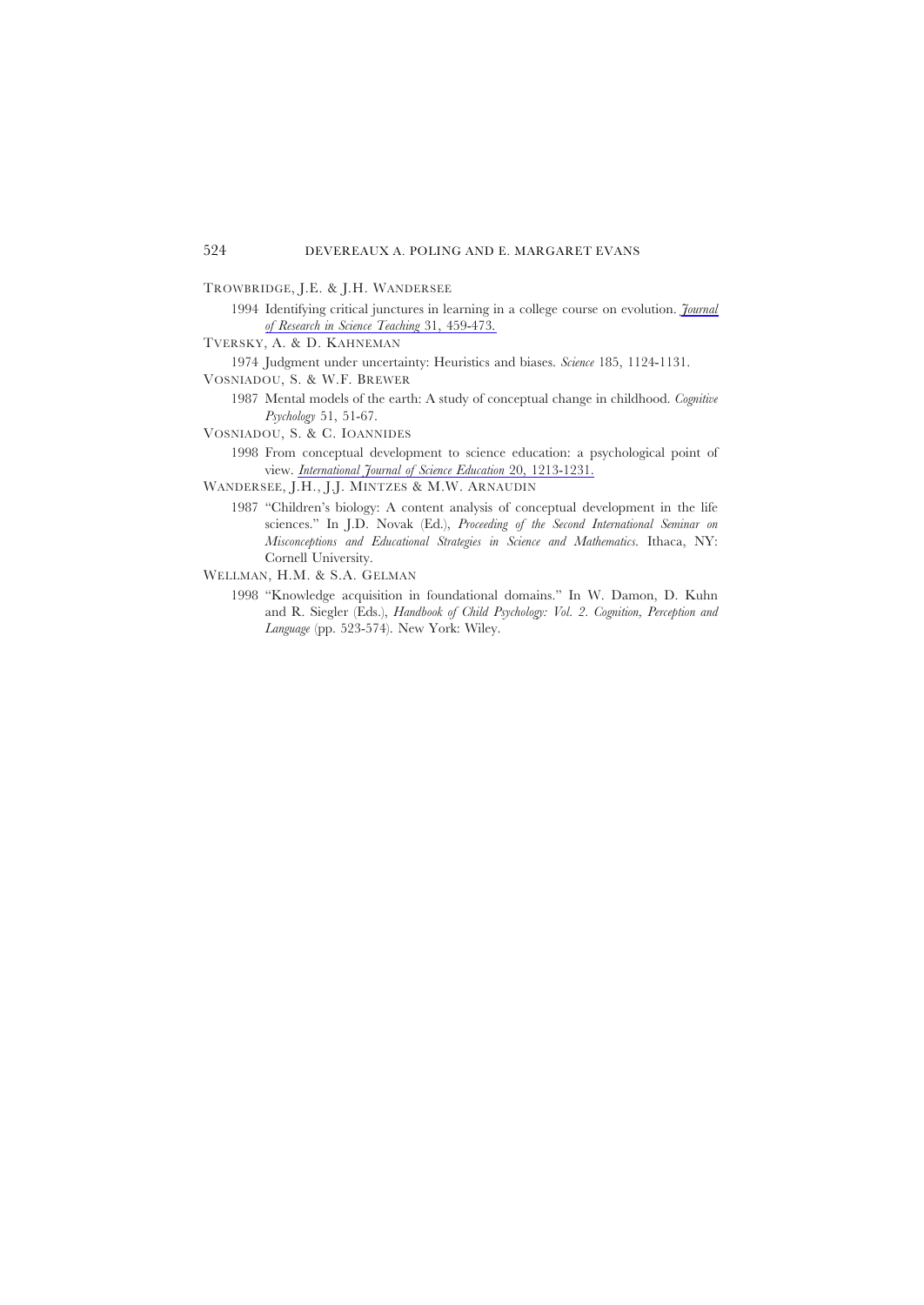TROWBRIDGE, J.E. & J.H. WANDERSEE

1994 Identifying critical junctures in learning in a college course on evolution. *Journal of Research in Science Teaching* 31, 459-473.

TVERSKY, A. & D. KAHNEMAN

1974 Judgment under uncertainty: Heuristics and biases. *Science* 185, 1124-1131.

VOSNIADOU, S. & W.F. BREWER

1987 Mental models of the earth: A study of conceptual change in childhood. *Cognitive Psychology* 51, 51-67.

VOSNIADOU, S. & C. IOANNIDES

1998 From conceptual development to science education: a psychological point of view. *International Journal of Science Education* 20, 1213-1231.

WANDERSEE, J.H., J.J. MINTZES & M.W. ARNAUDIN

1987 "Children's biology: A content analysis of conceptual development in the life sciences." In J.D. Novak (Ed.), *Proceeding of the Second International Seminar on Misconceptions and Educational Strategies in Science and Mathematics*. Ithaca, NY: Cornell University.

WELLMAN, H.M. & S.A. GELMAN

1998 "Knowledge acquisition in foundational domains." In W. Damon, D. Kuhn and R. Siegler (Eds.), *Handbook of Child Psychology: Vol. 2. Cognition, Perception and Language* (pp. 523-574). New York: Wiley.